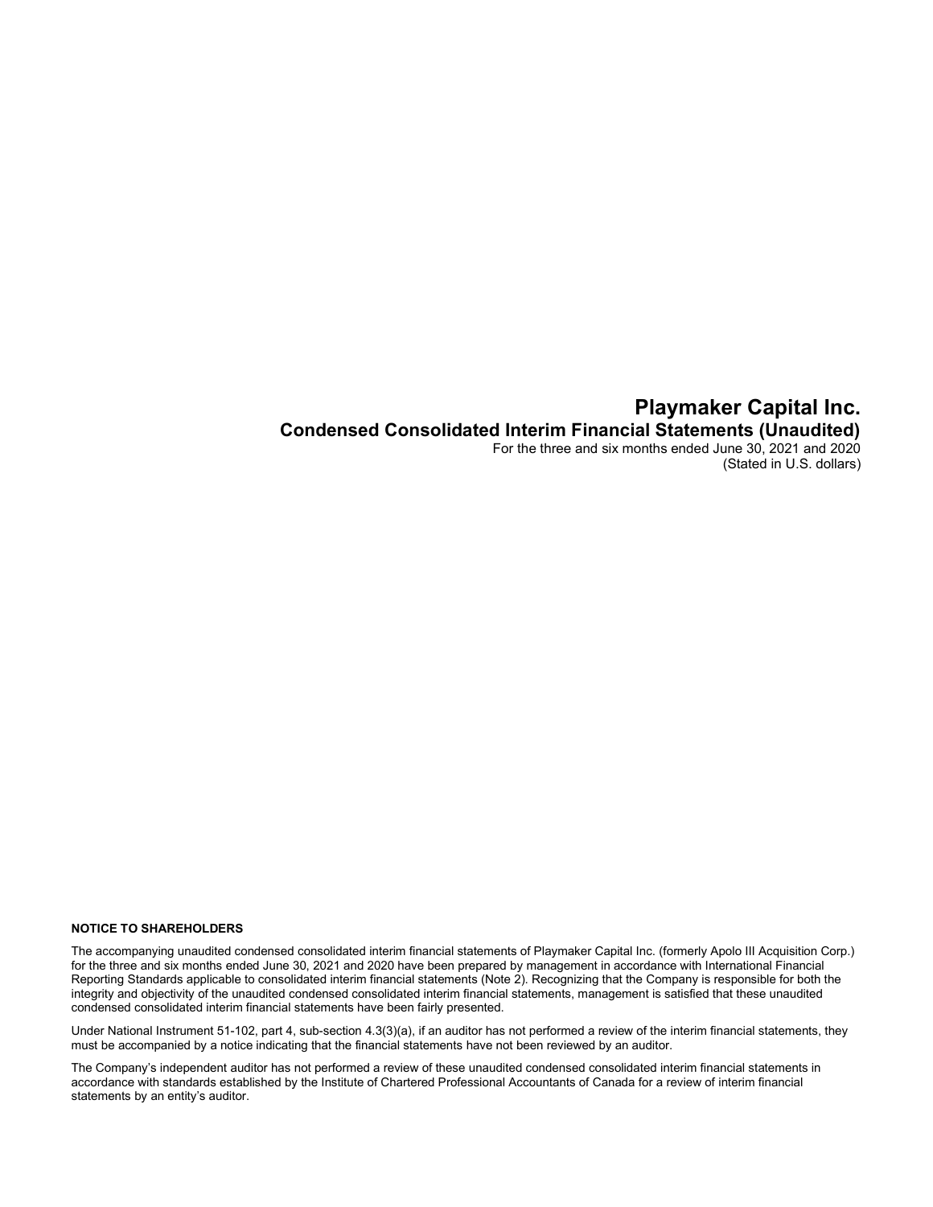# Playmaker Capital Inc.

## Condensed Consolidated Interim Financial Statements (Unaudited)

For the three and six months ended June 30, 2021 and 2020

(Stated in U.S. dollars)

**NOTICE TO SHAREHOLDERS**

The accompanying unaudited condensed consolidated interim financial statements of Playmaker Capital Inc. (formerly Apolo III Acquisition Corp.) for the three and six months ended June 30, 2021 and 2020 have been prepared by management in accordance with International Financial Reporting Standards applicable to consolidated interim financial statements (Note 2). Recognizing that the Company is responsible for both the integrity and objectivity of the unaudited condensed consolidated interim financial statements, management is satisfied that these unaudited condensed consolidated interim financial statements have been fairly presented.

Under National Instrument 51-102, part 4, sub-section 4.3(3)(a), if an auditor has not performed a review of the interim financial statements, they must be accompanied by a notice indicating that the financial statements have not been reviewed by an auditor.

The Company's independent auditor has not performed a review of these unaudited condensed consolidated interim financial statements in accordance with standards established by the Institute of Chartered Professional Accountants of Canada for a review of interim financial statements by an entity's auditor.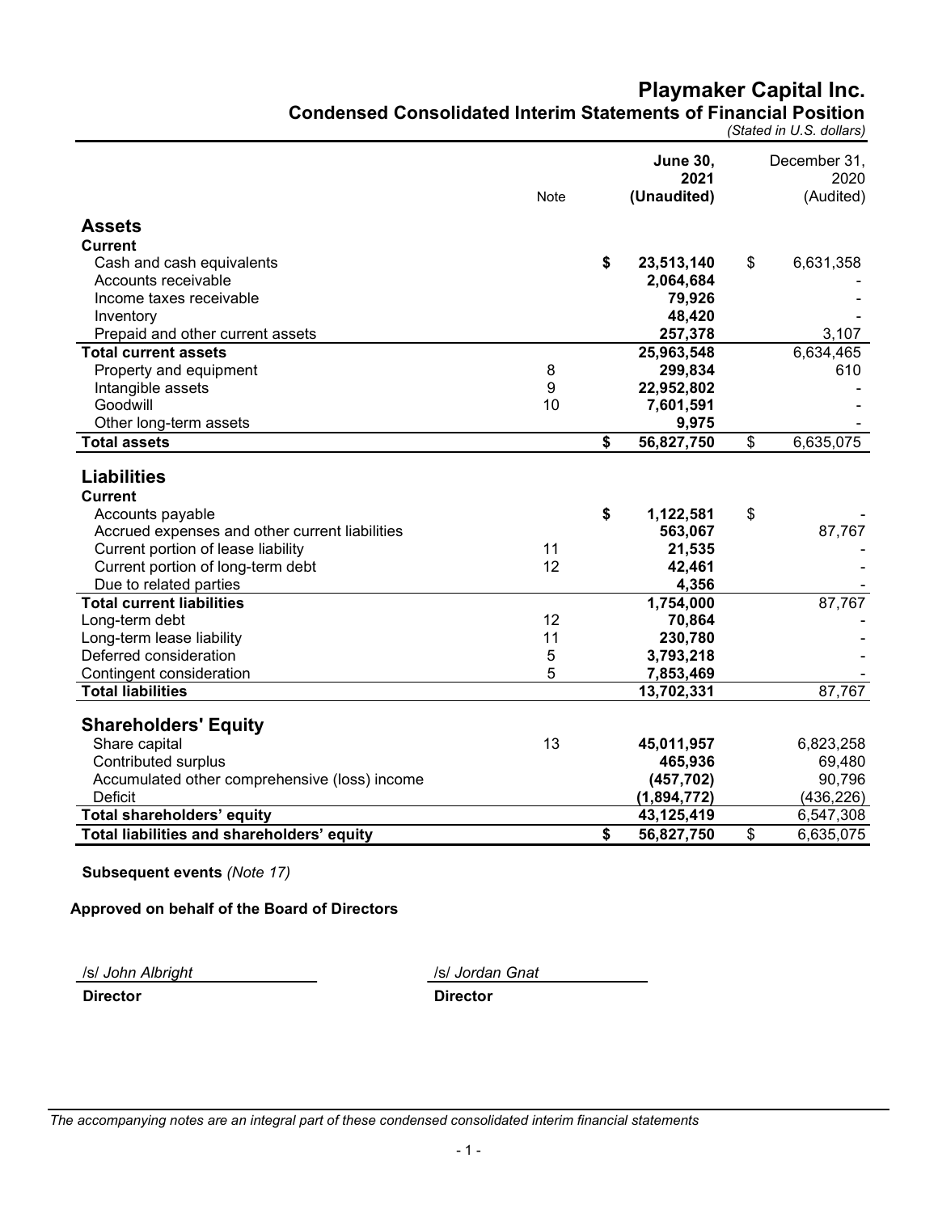# Playmaker Capital Inc.

## Condensed Consolidated Interim Statements of Financial Position

*(Stated in U.S. dollars)*

| | Note | **June 30, 2021 (Unaudited)** | December 31, 2020 (Audited) |
|---|---|---|---|
| **Assets** | | | |
| **Current** | | | |
| Cash and cash equivalents | | **$ 23,513,140** | $ 6,631,358 |
| Accounts receivable | | **2,064,684** | - |
| Income taxes receivable | | **79,926** | - |
| Inventory | | **48,420** | - |
| Prepaid and other current assets | | **257,378** | 3,107 |
| **Total current assets** | | **25,963,548** | 6,634,465 |
| Property and equipment | 8 | **299,834** | 610 |
| Intangible assets | 9 | **22,952,802** | - |
| Goodwill | 10 | **7,601,591** | - |
| Other long-term assets | | **9,975** | - |
| **Total assets** | | **$ 56,827,750** | $ 6,635,075 |
| **Liabilities** | | | |
| **Current** | | | |
| Accounts payable | | **$ 1,122,581** | $ - |
| Accrued expenses and other current liabilities | | **563,067** | 87,767 |
| Current portion of lease liability | 11 | **21,535** | - |
| Current portion of long-term debt | 12 | **42,461** | - |
| Due to related parties | | **4,356** | - |
| **Total current liabilities** | | **1,754,000** | 87,767 |
| Long-term debt | 12 | **70,864** | - |
| Long-term lease liability | 11 | **230,780** | - |
| Deferred consideration | 5 | **3,793,218** | - |
| Contingent consideration | 5 | **7,853,469** | - |
| **Total liabilities** | | **13,702,331** | 87,767 |
| **Shareholders' Equity** | | | |
| Share capital | 13 | **45,011,957** | 6,823,258 |
| Contributed surplus | | **465,936** | 69,480 |
| Accumulated other comprehensive (loss) income | | **(457,702)** | 90,796 |
| Deficit | | **(1,894,772)** | (436,226) |
| **Total shareholders' equity** | | **43,125,419** | 6,547,308 |
| **Total liabilities and shareholders' equity** | | **$ 56,827,750** | $ 6,635,075 |

**Subsequent events** *(Note 17)*

**Approved on behalf of the Board of Directors**

/s/ *John Albright*
**Director**

/s/ *Jordan Gnat*
**Director**

*The accompanying notes are an integral part of these condensed consolidated interim financial statements*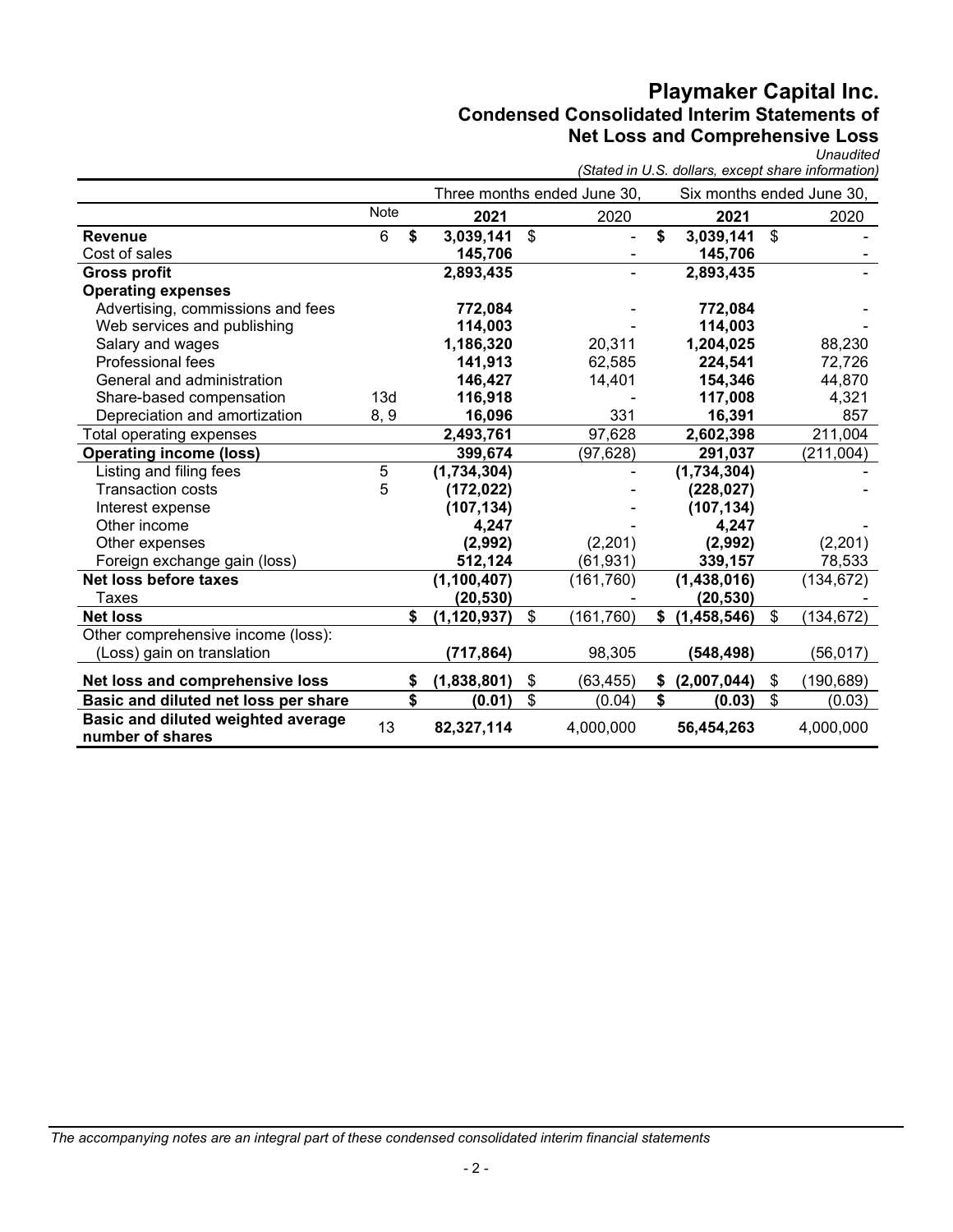# Playmaker Capital Inc.

## Condensed Consolidated Interim Statements of Net Loss and Comprehensive Loss

*Unaudited*

*(Stated in U.S. dollars, except share information)*

| | Note | Three months ended June 30, 2021 | Three months ended June 30, 2020 | Six months ended June 30, 2021 | Six months ended June 30, 2020 |
|---|---|---|---|---|---|
| **Revenue** | 6 | **$ 3,039,141** | $ - | **$ 3,039,141** | $ - |
| Cost of sales | | **145,706** | - | **145,706** | - |
| **Gross profit** | | **2,893,435** | - | **2,893,435** | - |
| **Operating expenses** | | | | | |
| Advertising, commissions and fees | | **772,084** | - | **772,084** | - |
| Web services and publishing | | **114,003** | - | **114,003** | - |
| Salary and wages | | **1,186,320** | 20,311 | **1,204,025** | 88,230 |
| Professional fees | | **141,913** | 62,585 | **224,541** | 72,726 |
| General and administration | | **146,427** | 14,401 | **154,346** | 44,870 |
| Share-based compensation | 13d | **116,918** | - | **117,008** | 4,321 |
| Depreciation and amortization | 8, 9 | **16,096** | 331 | **16,391** | 857 |
| Total operating expenses | | **2,493,761** | 97,628 | **2,602,398** | 211,004 |
| **Operating income (loss)** | | **399,674** | (97,628) | **291,037** | (211,004) |
| Listing and filing fees | 5 | **(1,734,304)** | - | **(1,734,304)** | - |
| Transaction costs | 5 | **(172,022)** | - | **(228,027)** | - |
| Interest expense | | **(107,134)** | - | **(107,134)** | |
| Other income | | **4,247** | - | **4,247** | - |
| Other expenses | | **(2,992)** | (2,201) | **(2,992)** | (2,201) |
| Foreign exchange gain (loss) | | **512,124** | (61,931) | **339,157** | 78,533 |
| **Net loss before taxes** | | **(1,100,407)** | (161,760) | **(1,438,016)** | (134,672) |
| Taxes | | **(20,530)** | - | **(20,530)** | - |
| **Net loss** | | **$ (1,120,937)** | $ (161,760) | **$ (1,458,546)** | $ (134,672) |
| Other comprehensive income (loss): | | | | | |
| (Loss) gain on translation | | **(717,864)** | 98,305 | **(548,498)** | (56,017) |
| **Net loss and comprehensive loss** | | **$ (1,838,801)** | $ (63,455) | **$ (2,007,044)** | $ (190,689) |
| **Basic and diluted net loss per share** | | **$ (0.01)** | $ (0.04) | **$ (0.03)** | $ (0.03) |
| **Basic and diluted weighted average number of shares** | 13 | **82,327,114** | 4,000,000 | **56,454,263** | 4,000,000 |

*The accompanying notes are an integral part of these condensed consolidated interim financial statements*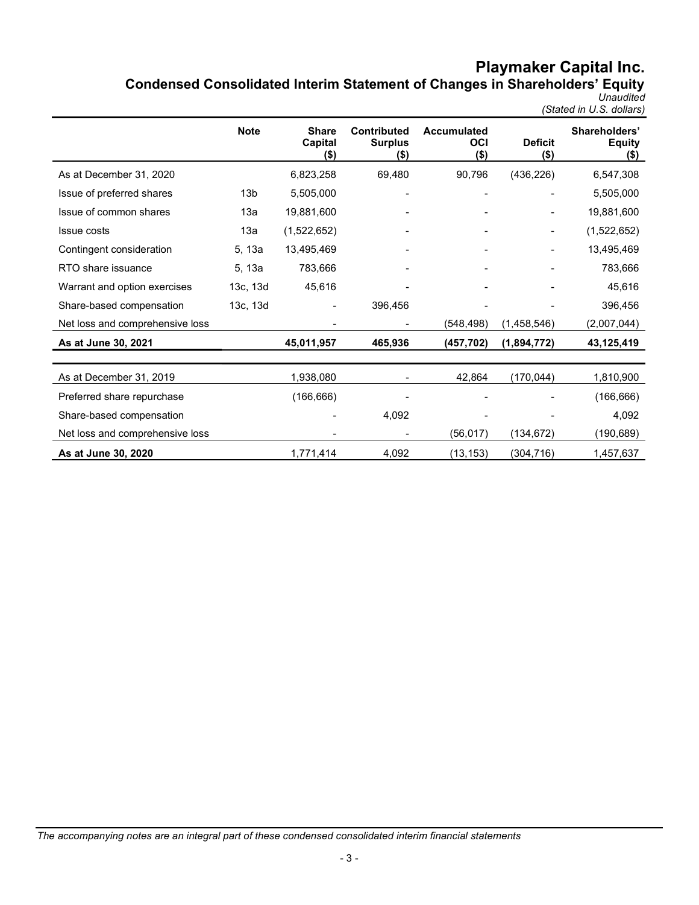# Playmaker Capital Inc.

## Condensed Consolidated Interim Statement of Changes in Shareholders' Equity

*Unaudited*
*(Stated in U.S. dollars)*

| | Note | Share Capital ($) | Contributed Surplus ($) | Accumulated OCI ($) | Deficit ($) | Shareholders' Equity ($) |
|---|---|---|---|---|---|---|
| As at December 31, 2020 | | 6,823,258 | 69,480 | 90,796 | (436,226) | 6,547,308 |
| Issue of preferred shares | 13b | 5,505,000 | - | - | - | 5,505,000 |
| Issue of common shares | 13a | 19,881,600 | - | - | - | 19,881,600 |
| Issue costs | 13a | (1,522,652) | - | - | - | (1,522,652) |
| Contingent consideration | 5, 13a | 13,495,469 | - | - | - | 13,495,469 |
| RTO share issuance | 5, 13a | 783,666 | - | - | - | 783,666 |
| Warrant and option exercises | 13c, 13d | 45,616 | - | - | - | 45,616 |
| Share-based compensation | 13c, 13d | - | 396,456 | - | - | 396,456 |
| Net loss and comprehensive loss | | - | - | (548,498) | (1,458,546) | (2,007,044) |
| **As at June 30, 2021** | | **45,011,957** | **465,936** | **(457,702)** | **(1,894,772)** | **43,125,419** |
| | | | | | | |
| As at December 31, 2019 | | 1,938,080 | - | 42,864 | (170,044) | 1,810,900 |
| Preferred share repurchase | | (166,666) | - | - | - | (166,666) |
| Share-based compensation | | - | 4,092 | - | - | 4,092 |
| Net loss and comprehensive loss | | - | - | (56,017) | (134,672) | (190,689) |
| **As at June 30, 2020** | | 1,771,414 | 4,092 | (13,153) | (304,716) | 1,457,637 |

*The accompanying notes are an integral part of these condensed consolidated interim financial statements*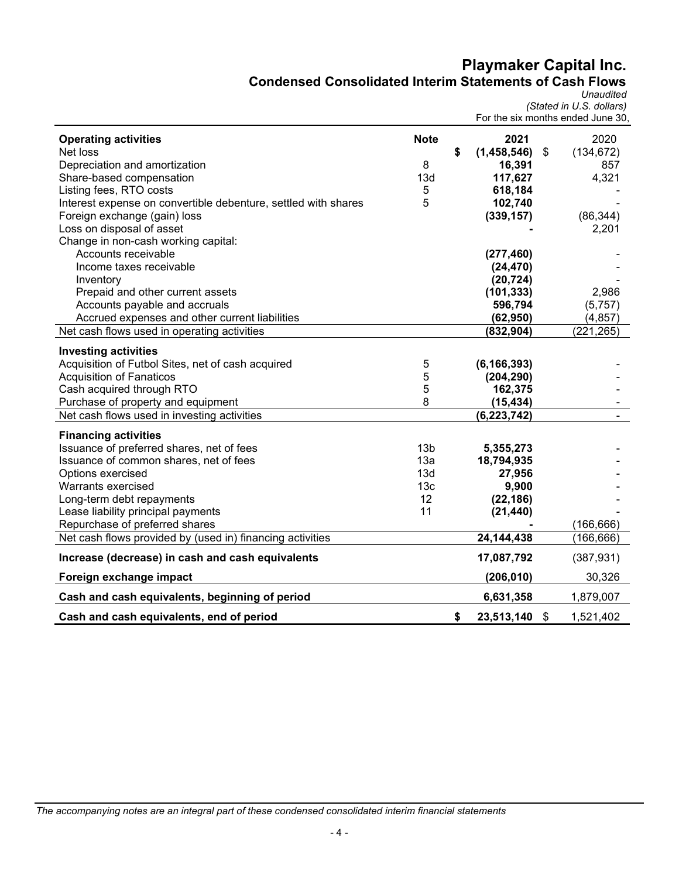# Playmaker Capital Inc.

## Condensed Consolidated Interim Statements of Cash Flows

*Unaudited*

*(Stated in U.S. dollars)*

For the six months ended June 30,

| | Note | 2021 | 2020 |
|---|---|---|---|
| **Operating activities** | | | |
| Net loss | | **$ (1,458,546)** | $ (134,672) |
| Depreciation and amortization | 8 | **16,391** | 857 |
| Share-based compensation | 13d | **117,627** | 4,321 |
| Listing fees, RTO costs | 5 | **618,184** | - |
| Interest expense on convertible debenture, settled with shares | 5 | **102,740** | - |
| Foreign exchange (gain) loss | | **(339,157)** | (86,344) |
| Loss on disposal of asset | | **-** | 2,201 |
| Change in non-cash working capital: | | | |
| Accounts receivable | | **(277,460)** | - |
| Income taxes receivable | | **(24,470)** | - |
| Inventory | | **(20,724)** | - |
| Prepaid and other current assets | | **(101,333)** | 2,986 |
| Accounts payable and accruals | | **596,794** | (5,757) |
| Accrued expenses and other current liabilities | | **(62,950)** | (4,857) |
| Net cash flows used in operating activities | | **(832,904)** | (221,265) |
| **Investing activities** | | | |
| Acquisition of Futbol Sites, net of cash acquired | 5 | **(6,166,393)** | - |
| Acquisition of Fanaticos | 5 | **(204,290)** | - |
| Cash acquired through RTO | 5 | **162,375** | - |
| Purchase of property and equipment | 8 | **(15,434)** | - |
| Net cash flows used in investing activities | | **(6,223,742)** | - |
| **Financing activities** | | | |
| Issuance of preferred shares, net of fees | 13b | **5,355,273** | - |
| Issuance of common shares, net of fees | 13a | **18,794,935** | - |
| Options exercised | 13d | **27,956** | - |
| Warrants exercised | 13c | **9,900** | - |
| Long-term debt repayments | 12 | **(22,186)** | - |
| Lease liability principal payments | 11 | **(21,440)** | - |
| Repurchase of preferred shares | | **-** | (166,666) |
| Net cash flows provided by (used in) financing activities | | **24,144,438** | (166,666) |
| **Increase (decrease) in cash and cash equivalents** | | **17,087,792** | (387,931) |
| **Foreign exchange impact** | | **(206,010)** | 30,326 |
| **Cash and cash equivalents, beginning of period** | | **6,631,358** | 1,879,007 |
| **Cash and cash equivalents, end of period** | | **$ 23,513,140** | $ 1,521,402 |

*The accompanying notes are an integral part of these condensed consolidated interim financial statements*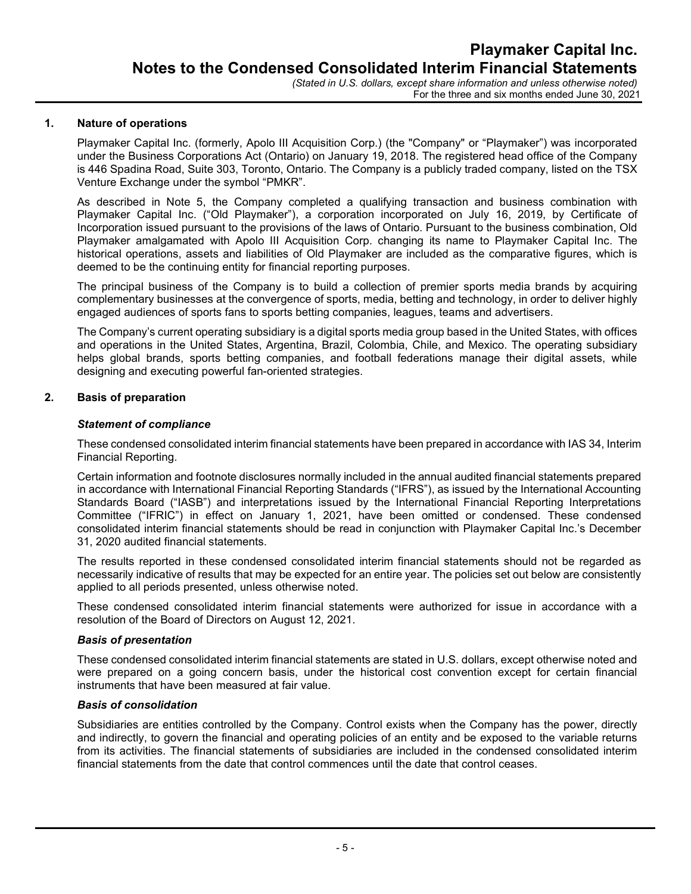## 1. Nature of operations

Playmaker Capital Inc. (formerly, Apolo III Acquisition Corp.) (the "Company" or "Playmaker") was incorporated under the Business Corporations Act (Ontario) on January 19, 2018. The registered head office of the Company is 446 Spadina Road, Suite 303, Toronto, Ontario. The Company is a publicly traded company, listed on the TSX Venture Exchange under the symbol "PMKR".

As described in Note 5, the Company completed a qualifying transaction and business combination with Playmaker Capital Inc. ("Old Playmaker"), a corporation incorporated on July 16, 2019, by Certificate of Incorporation issued pursuant to the provisions of the laws of Ontario. Pursuant to the business combination, Old Playmaker amalgamated with Apolo III Acquisition Corp. changing its name to Playmaker Capital Inc. The historical operations, assets and liabilities of Old Playmaker are included as the comparative figures, which is deemed to be the continuing entity for financial reporting purposes.

The principal business of the Company is to build a collection of premier sports media brands by acquiring complementary businesses at the convergence of sports, media, betting and technology, in order to deliver highly engaged audiences of sports fans to sports betting companies, leagues, teams and advertisers.

The Company's current operating subsidiary is a digital sports media group based in the United States, with offices and operations in the United States, Argentina, Brazil, Colombia, Chile, and Mexico. The operating subsidiary helps global brands, sports betting companies, and football federations manage their digital assets, while designing and executing powerful fan-oriented strategies.

## 2. Basis of preparation

### *Statement of compliance*

These condensed consolidated interim financial statements have been prepared in accordance with IAS 34, Interim Financial Reporting.

Certain information and footnote disclosures normally included in the annual audited financial statements prepared in accordance with International Financial Reporting Standards ("IFRS"), as issued by the International Accounting Standards Board ("IASB") and interpretations issued by the International Financial Reporting Interpretations Committee ("IFRIC") in effect on January 1, 2021, have been omitted or condensed. These condensed consolidated interim financial statements should be read in conjunction with Playmaker Capital Inc.'s December 31, 2020 audited financial statements.

The results reported in these condensed consolidated interim financial statements should not be regarded as necessarily indicative of results that may be expected for an entire year. The policies set out below are consistently applied to all periods presented, unless otherwise noted.

These condensed consolidated interim financial statements were authorized for issue in accordance with a resolution of the Board of Directors on August 12, 2021.

### *Basis of presentation*

These condensed consolidated interim financial statements are stated in U.S. dollars, except otherwise noted and were prepared on a going concern basis, under the historical cost convention except for certain financial instruments that have been measured at fair value.

### *Basis of consolidation*

Subsidiaries are entities controlled by the Company. Control exists when the Company has the power, directly and indirectly, to govern the financial and operating policies of an entity and be exposed to the variable returns from its activities. The financial statements of subsidiaries are included in the condensed consolidated interim financial statements from the date that control commences until the date that control ceases.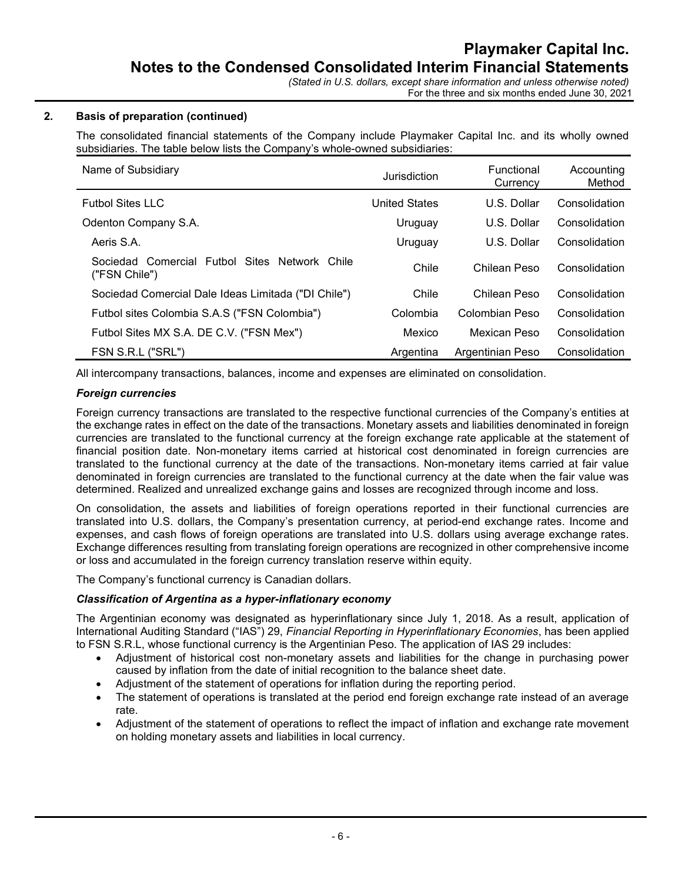## 2. Basis of preparation (continued)

The consolidated financial statements of the Company include Playmaker Capital Inc. and its wholly owned subsidiaries. The table below lists the Company's whole-owned subsidiaries:

| Name of Subsidiary | Jurisdiction | Functional Currency | Accounting Method |
|---|---|---|---|
| Futbol Sites LLC | United States | U.S. Dollar | Consolidation |
| Odenton Company S.A. | Uruguay | U.S. Dollar | Consolidation |
| Aeris S.A. | Uruguay | U.S. Dollar | Consolidation |
| Sociedad Comercial Futbol Sites Network Chile ("FSN Chile") | Chile | Chilean Peso | Consolidation |
| Sociedad Comercial Dale Ideas Limitada ("DI Chile") | Chile | Chilean Peso | Consolidation |
| Futbol sites Colombia S.A.S ("FSN Colombia") | Colombia | Colombian Peso | Consolidation |
| Futbol Sites MX S.A. DE C.V. ("FSN Mex") | Mexico | Mexican Peso | Consolidation |
| FSN S.R.L ("SRL") | Argentina | Argentinian Peso | Consolidation |

All intercompany transactions, balances, income and expenses are eliminated on consolidation.

### *Foreign currencies*

Foreign currency transactions are translated to the respective functional currencies of the Company's entities at the exchange rates in effect on the date of the transactions. Monetary assets and liabilities denominated in foreign currencies are translated to the functional currency at the foreign exchange rate applicable at the statement of financial position date. Non-monetary items carried at historical cost denominated in foreign currencies are translated to the functional currency at the date of the transactions. Non-monetary items carried at fair value denominated in foreign currencies are translated to the functional currency at the date when the fair value was determined. Realized and unrealized exchange gains and losses are recognized through income and loss.

On consolidation, the assets and liabilities of foreign operations reported in their functional currencies are translated into U.S. dollars, the Company's presentation currency, at period-end exchange rates. Income and expenses, and cash flows of foreign operations are translated into U.S. dollars using average exchange rates. Exchange differences resulting from translating foreign operations are recognized in other comprehensive income or loss and accumulated in the foreign currency translation reserve within equity.

The Company's functional currency is Canadian dollars.

### *Classification of Argentina as a hyper-inflationary economy*

The Argentinian economy was designated as hyperinflationary since July 1, 2018. As a result, application of International Auditing Standard ("IAS") 29, *Financial Reporting in Hyperinflationary Economies*, has been applied to FSN S.R.L, whose functional currency is the Argentinian Peso. The application of IAS 29 includes:

- Adjustment of historical cost non-monetary assets and liabilities for the change in purchasing power caused by inflation from the date of initial recognition to the balance sheet date.
- Adjustment of the statement of operations for inflation during the reporting period.
- The statement of operations is translated at the period end foreign exchange rate instead of an average rate.
- Adjustment of the statement of operations to reflect the impact of inflation and exchange rate movement on holding monetary assets and liabilities in local currency.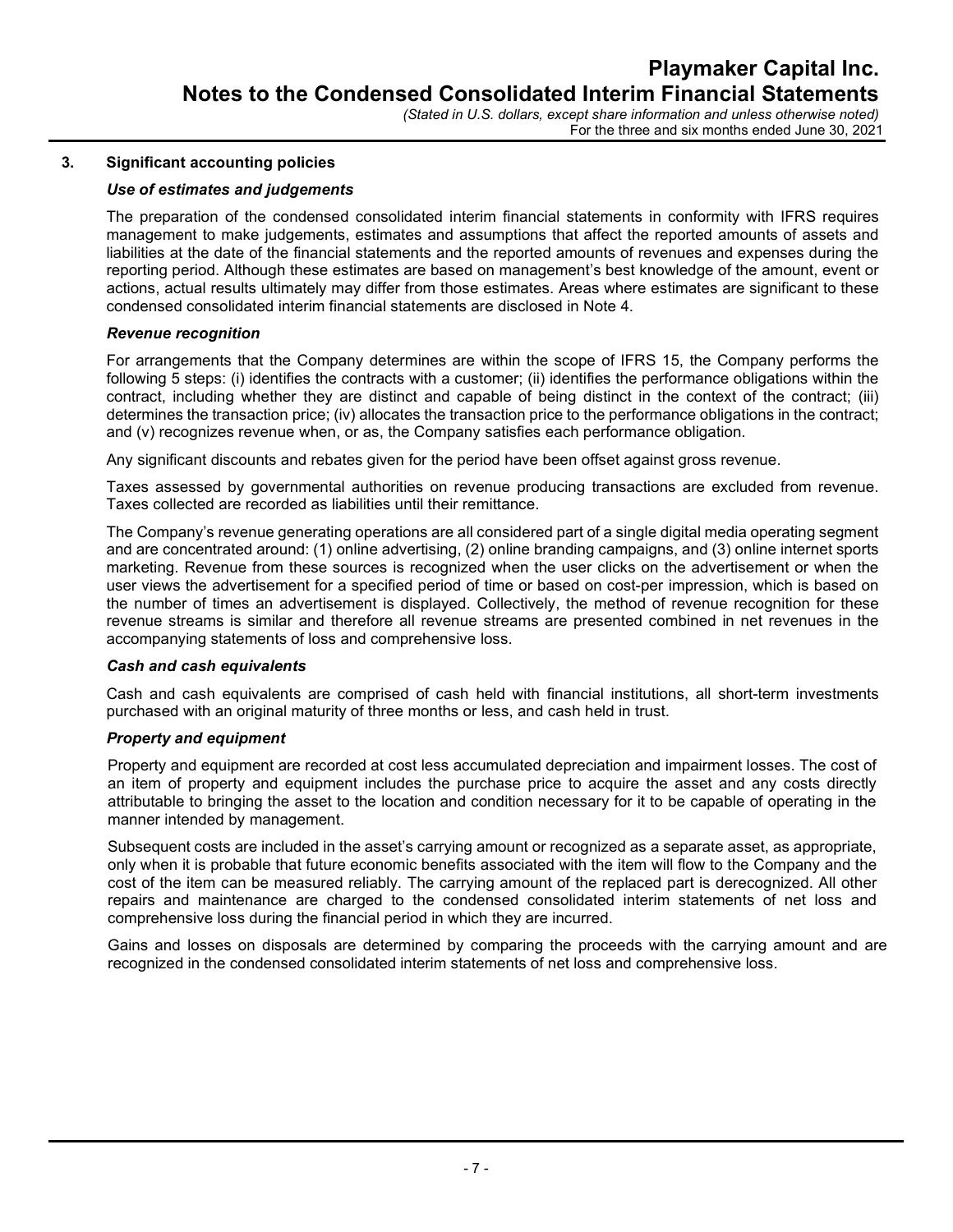## 3. Significant accounting policies

### *Use of estimates and judgements*

The preparation of the condensed consolidated interim financial statements in conformity with IFRS requires management to make judgements, estimates and assumptions that affect the reported amounts of assets and liabilities at the date of the financial statements and the reported amounts of revenues and expenses during the reporting period. Although these estimates are based on management's best knowledge of the amount, event or actions, actual results ultimately may differ from those estimates. Areas where estimates are significant to these condensed consolidated interim financial statements are disclosed in Note 4.

### *Revenue recognition*

For arrangements that the Company determines are within the scope of IFRS 15, the Company performs the following 5 steps: (i) identifies the contracts with a customer; (ii) identifies the performance obligations within the contract, including whether they are distinct and capable of being distinct in the context of the contract; (iii) determines the transaction price; (iv) allocates the transaction price to the performance obligations in the contract; and (v) recognizes revenue when, or as, the Company satisfies each performance obligation.

Any significant discounts and rebates given for the period have been offset against gross revenue.

Taxes assessed by governmental authorities on revenue producing transactions are excluded from revenue. Taxes collected are recorded as liabilities until their remittance.

The Company's revenue generating operations are all considered part of a single digital media operating segment and are concentrated around: (1) online advertising, (2) online branding campaigns, and (3) online internet sports marketing. Revenue from these sources is recognized when the user clicks on the advertisement or when the user views the advertisement for a specified period of time or based on cost-per impression, which is based on the number of times an advertisement is displayed. Collectively, the method of revenue recognition for these revenue streams is similar and therefore all revenue streams are presented combined in net revenues in the accompanying statements of loss and comprehensive loss.

### *Cash and cash equivalents*

Cash and cash equivalents are comprised of cash held with financial institutions, all short-term investments purchased with an original maturity of three months or less, and cash held in trust.

### *Property and equipment*

Property and equipment are recorded at cost less accumulated depreciation and impairment losses. The cost of an item of property and equipment includes the purchase price to acquire the asset and any costs directly attributable to bringing the asset to the location and condition necessary for it to be capable of operating in the manner intended by management.

Subsequent costs are included in the asset's carrying amount or recognized as a separate asset, as appropriate, only when it is probable that future economic benefits associated with the item will flow to the Company and the cost of the item can be measured reliably. The carrying amount of the replaced part is derecognized. All other repairs and maintenance are charged to the condensed consolidated interim statements of net loss and comprehensive loss during the financial period in which they are incurred.

Gains and losses on disposals are determined by comparing the proceeds with the carrying amount and are recognized in the condensed consolidated interim statements of net loss and comprehensive loss.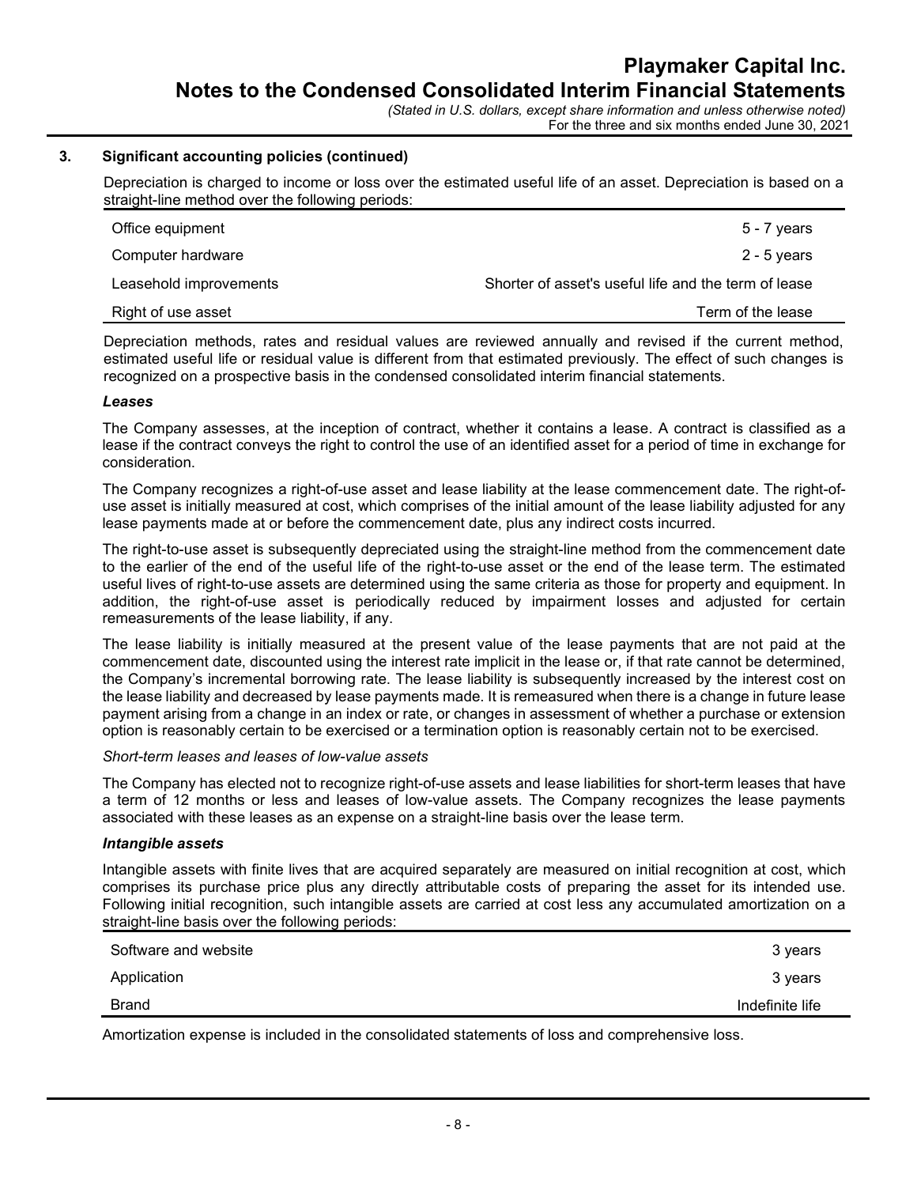## 3. Significant accounting policies (continued)

Depreciation is charged to income or loss over the estimated useful life of an asset. Depreciation is based on a straight-line method over the following periods:

| | |
|---|---|
| Office equipment | 5 - 7 years |
| Computer hardware | 2 - 5 years |
| Leasehold improvements | Shorter of asset's useful life and the term of lease |
| Right of use asset | Term of the lease |

Depreciation methods, rates and residual values are reviewed annually and revised if the current method, estimated useful life or residual value is different from that estimated previously. The effect of such changes is recognized on a prospective basis in the condensed consolidated interim financial statements.

***Leases***

The Company assesses, at the inception of contract, whether it contains a lease. A contract is classified as a lease if the contract conveys the right to control the use of an identified asset for a period of time in exchange for consideration.

The Company recognizes a right-of-use asset and lease liability at the lease commencement date. The right-of-use asset is initially measured at cost, which comprises of the initial amount of the lease liability adjusted for any lease payments made at or before the commencement date, plus any indirect costs incurred.

The right-to-use asset is subsequently depreciated using the straight-line method from the commencement date to the earlier of the end of the useful life of the right-to-use asset or the end of the lease term. The estimated useful lives of right-to-use assets are determined using the same criteria as those for property and equipment. In addition, the right-of-use asset is periodically reduced by impairment losses and adjusted for certain remeasurements of the lease liability, if any.

The lease liability is initially measured at the present value of the lease payments that are not paid at the commencement date, discounted using the interest rate implicit in the lease or, if that rate cannot be determined, the Company's incremental borrowing rate. The lease liability is subsequently increased by the interest cost on the lease liability and decreased by lease payments made. It is remeasured when there is a change in future lease payment arising from a change in an index or rate, or changes in assessment of whether a purchase or extension option is reasonably certain to be exercised or a termination option is reasonably certain not to be exercised.

*Short-term leases and leases of low-value assets*

The Company has elected not to recognize right-of-use assets and lease liabilities for short-term leases that have a term of 12 months or less and leases of low-value assets. The Company recognizes the lease payments associated with these leases as an expense on a straight-line basis over the lease term.

***Intangible assets***

Intangible assets with finite lives that are acquired separately are measured on initial recognition at cost, which comprises its purchase price plus any directly attributable costs of preparing the asset for its intended use. Following initial recognition, such intangible assets are carried at cost less any accumulated amortization on a straight-line basis over the following periods:

| | |
|---|---|
| Software and website | 3 years |
| Application | 3 years |
| Brand | Indefinite life |

Amortization expense is included in the consolidated statements of loss and comprehensive loss.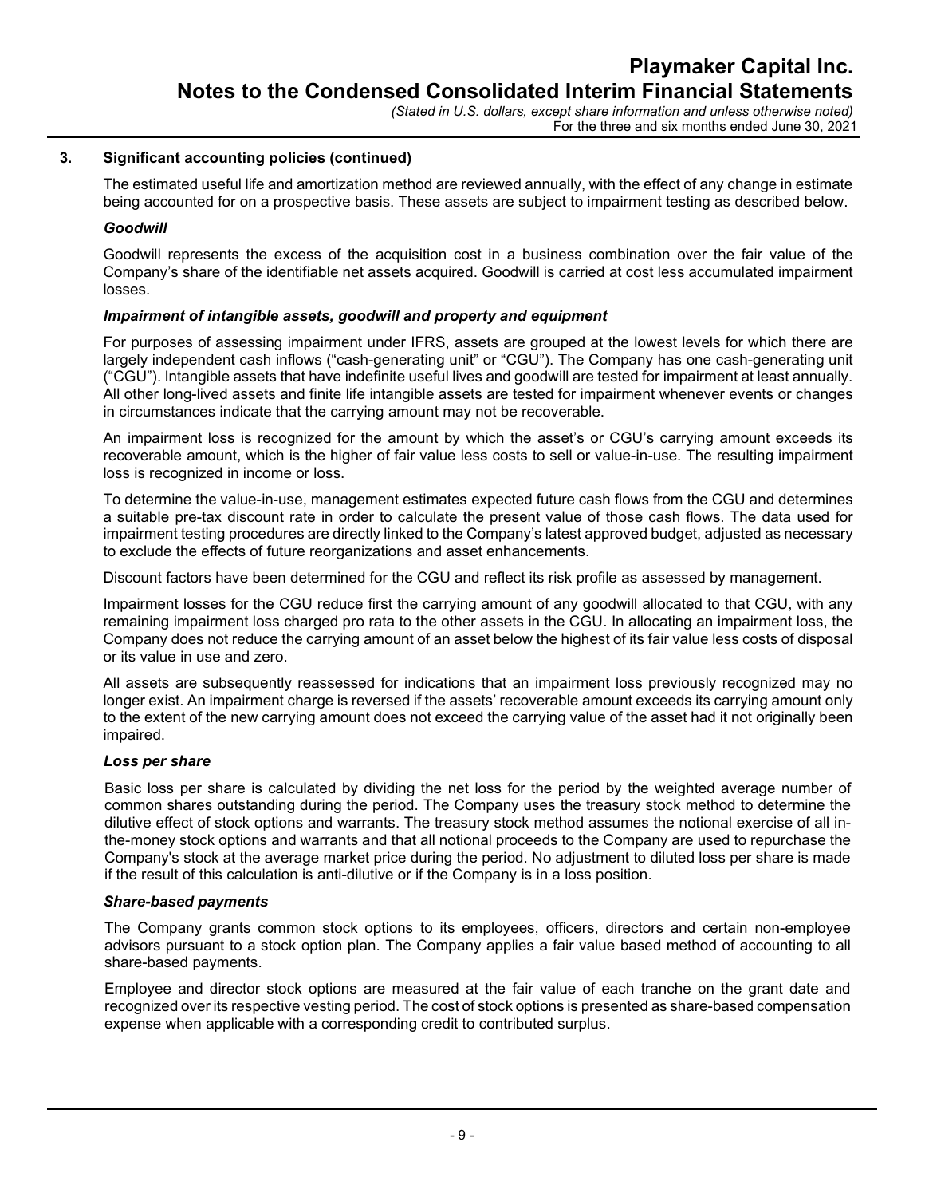## 3. Significant accounting policies (continued)

The estimated useful life and amortization method are reviewed annually, with the effect of any change in estimate being accounted for on a prospective basis. These assets are subject to impairment testing as described below.

***Goodwill***

Goodwill represents the excess of the acquisition cost in a business combination over the fair value of the Company's share of the identifiable net assets acquired. Goodwill is carried at cost less accumulated impairment losses.

***Impairment of intangible assets, goodwill and property and equipment***

For purposes of assessing impairment under IFRS, assets are grouped at the lowest levels for which there are largely independent cash inflows ("cash-generating unit" or "CGU"). The Company has one cash-generating unit ("CGU"). Intangible assets that have indefinite useful lives and goodwill are tested for impairment at least annually. All other long-lived assets and finite life intangible assets are tested for impairment whenever events or changes in circumstances indicate that the carrying amount may not be recoverable.

An impairment loss is recognized for the amount by which the asset's or CGU's carrying amount exceeds its recoverable amount, which is the higher of fair value less costs to sell or value-in-use. The resulting impairment loss is recognized in income or loss.

To determine the value-in-use, management estimates expected future cash flows from the CGU and determines a suitable pre-tax discount rate in order to calculate the present value of those cash flows. The data used for impairment testing procedures are directly linked to the Company's latest approved budget, adjusted as necessary to exclude the effects of future reorganizations and asset enhancements.

Discount factors have been determined for the CGU and reflect its risk profile as assessed by management.

Impairment losses for the CGU reduce first the carrying amount of any goodwill allocated to that CGU, with any remaining impairment loss charged pro rata to the other assets in the CGU. In allocating an impairment loss, the Company does not reduce the carrying amount of an asset below the highest of its fair value less costs of disposal or its value in use and zero.

All assets are subsequently reassessed for indications that an impairment loss previously recognized may no longer exist. An impairment charge is reversed if the assets' recoverable amount exceeds its carrying amount only to the extent of the new carrying amount does not exceed the carrying value of the asset had it not originally been impaired.

***Loss per share***

Basic loss per share is calculated by dividing the net loss for the period by the weighted average number of common shares outstanding during the period. The Company uses the treasury stock method to determine the dilutive effect of stock options and warrants. The treasury stock method assumes the notional exercise of all in-the-money stock options and warrants and that all notional proceeds to the Company are used to repurchase the Company's stock at the average market price during the period. No adjustment to diluted loss per share is made if the result of this calculation is anti-dilutive or if the Company is in a loss position.

***Share-based payments***

The Company grants common stock options to its employees, officers, directors and certain non-employee advisors pursuant to a stock option plan. The Company applies a fair value based method of accounting to all share-based payments.

Employee and director stock options are measured at the fair value of each tranche on the grant date and recognized over its respective vesting period. The cost of stock options is presented as share-based compensation expense when applicable with a corresponding credit to contributed surplus.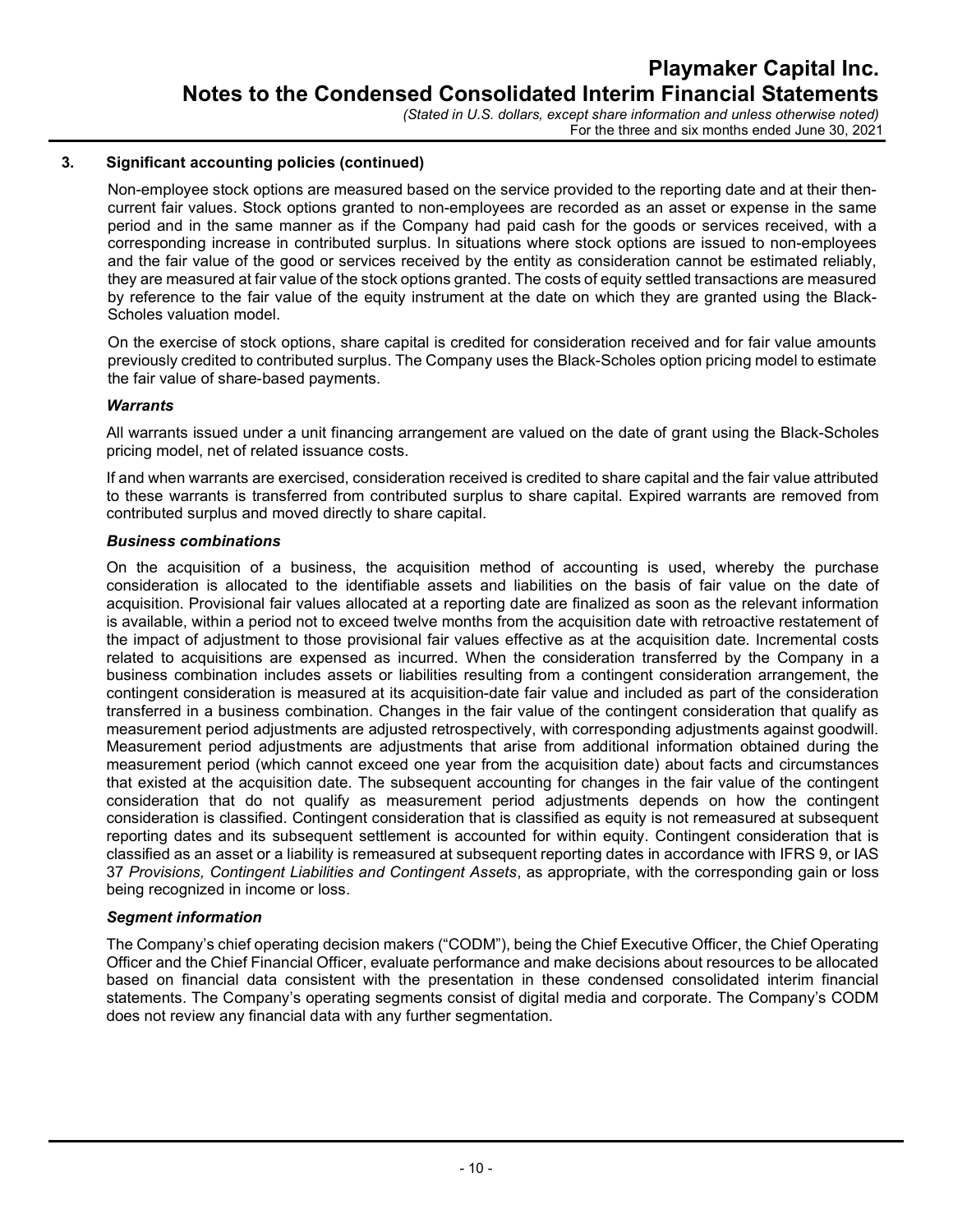### 3. Significant accounting policies (continued)

Non-employee stock options are measured based on the service provided to the reporting date and at their then-current fair values. Stock options granted to non-employees are recorded as an asset or expense in the same period and in the same manner as if the Company had paid cash for the goods or services received, with a corresponding increase in contributed surplus. In situations where stock options are issued to non-employees and the fair value of the good or services received by the entity as consideration cannot be estimated reliably, they are measured at fair value of the stock options granted. The costs of equity settled transactions are measured by reference to the fair value of the equity instrument at the date on which they are granted using the Black-Scholes valuation model.

On the exercise of stock options, share capital is credited for consideration received and for fair value amounts previously credited to contributed surplus. The Company uses the Black-Scholes option pricing model to estimate the fair value of share-based payments.

***Warrants***

All warrants issued under a unit financing arrangement are valued on the date of grant using the Black-Scholes pricing model, net of related issuance costs.

If and when warrants are exercised, consideration received is credited to share capital and the fair value attributed to these warrants is transferred from contributed surplus to share capital. Expired warrants are removed from contributed surplus and moved directly to share capital.

***Business combinations***

On the acquisition of a business, the acquisition method of accounting is used, whereby the purchase consideration is allocated to the identifiable assets and liabilities on the basis of fair value on the date of acquisition. Provisional fair values allocated at a reporting date are finalized as soon as the relevant information is available, within a period not to exceed twelve months from the acquisition date with retroactive restatement of the impact of adjustment to those provisional fair values effective as at the acquisition date. Incremental costs related to acquisitions are expensed as incurred. When the consideration transferred by the Company in a business combination includes assets or liabilities resulting from a contingent consideration arrangement, the contingent consideration is measured at its acquisition-date fair value and included as part of the consideration transferred in a business combination. Changes in the fair value of the contingent consideration that qualify as measurement period adjustments are adjusted retrospectively, with corresponding adjustments against goodwill. Measurement period adjustments are adjustments that arise from additional information obtained during the measurement period (which cannot exceed one year from the acquisition date) about facts and circumstances that existed at the acquisition date. The subsequent accounting for changes in the fair value of the contingent consideration that do not qualify as measurement period adjustments depends on how the contingent consideration is classified. Contingent consideration that is classified as equity is not remeasured at subsequent reporting dates and its subsequent settlement is accounted for within equity. Contingent consideration that is classified as an asset or a liability is remeasured at subsequent reporting dates in accordance with IFRS 9, or IAS 37 *Provisions, Contingent Liabilities and Contingent Assets*, as appropriate, with the corresponding gain or loss being recognized in income or loss.

***Segment information***

The Company's chief operating decision makers ("CODM"), being the Chief Executive Officer, the Chief Operating Officer and the Chief Financial Officer, evaluate performance and make decisions about resources to be allocated based on financial data consistent with the presentation in these condensed consolidated interim financial statements. The Company's operating segments consist of digital media and corporate. The Company's CODM does not review any financial data with any further segmentation.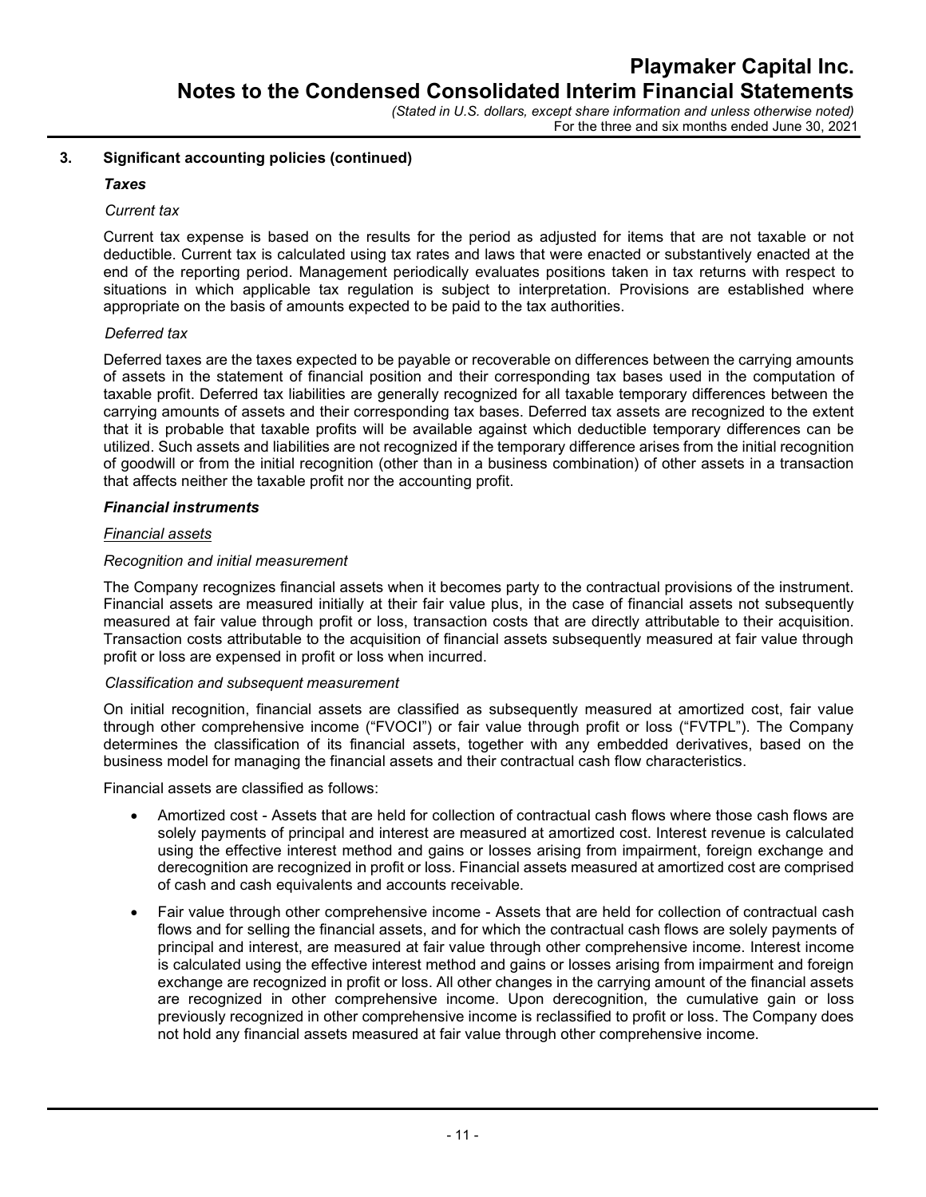## 3. Significant accounting policies (continued)

### *Taxes*

*Current tax*

Current tax expense is based on the results for the period as adjusted for items that are not taxable or not deductible. Current tax is calculated using tax rates and laws that were enacted or substantively enacted at the end of the reporting period. Management periodically evaluates positions taken in tax returns with respect to situations in which applicable tax regulation is subject to interpretation. Provisions are established where appropriate on the basis of amounts expected to be paid to the tax authorities.

*Deferred tax*

Deferred taxes are the taxes expected to be payable or recoverable on differences between the carrying amounts of assets in the statement of financial position and their corresponding tax bases used in the computation of taxable profit. Deferred tax liabilities are generally recognized for all taxable temporary differences between the carrying amounts of assets and their corresponding tax bases. Deferred tax assets are recognized to the extent that it is probable that taxable profits will be available against which deductible temporary differences can be utilized. Such assets and liabilities are not recognized if the temporary difference arises from the initial recognition of goodwill or from the initial recognition (other than in a business combination) of other assets in a transaction that affects neither the taxable profit nor the accounting profit.

### *Financial instruments*

<u>*Financial assets*</u>

*Recognition and initial measurement*

The Company recognizes financial assets when it becomes party to the contractual provisions of the instrument. Financial assets are measured initially at their fair value plus, in the case of financial assets not subsequently measured at fair value through profit or loss, transaction costs that are directly attributable to their acquisition. Transaction costs attributable to the acquisition of financial assets subsequently measured at fair value through profit or loss are expensed in profit or loss when incurred.

*Classification and subsequent measurement*

On initial recognition, financial assets are classified as subsequently measured at amortized cost, fair value through other comprehensive income ("FVOCI") or fair value through profit or loss ("FVTPL"). The Company determines the classification of its financial assets, together with any embedded derivatives, based on the business model for managing the financial assets and their contractual cash flow characteristics.

Financial assets are classified as follows:

- Amortized cost - Assets that are held for collection of contractual cash flows where those cash flows are solely payments of principal and interest are measured at amortized cost. Interest revenue is calculated using the effective interest method and gains or losses arising from impairment, foreign exchange and derecognition are recognized in profit or loss. Financial assets measured at amortized cost are comprised of cash and cash equivalents and accounts receivable.
- Fair value through other comprehensive income - Assets that are held for collection of contractual cash flows and for selling the financial assets, and for which the contractual cash flows are solely payments of principal and interest, are measured at fair value through other comprehensive income. Interest income is calculated using the effective interest method and gains or losses arising from impairment and foreign exchange are recognized in profit or loss. All other changes in the carrying amount of the financial assets are recognized in other comprehensive income. Upon derecognition, the cumulative gain or loss previously recognized in other comprehensive income is reclassified to profit or loss. The Company does not hold any financial assets measured at fair value through other comprehensive income.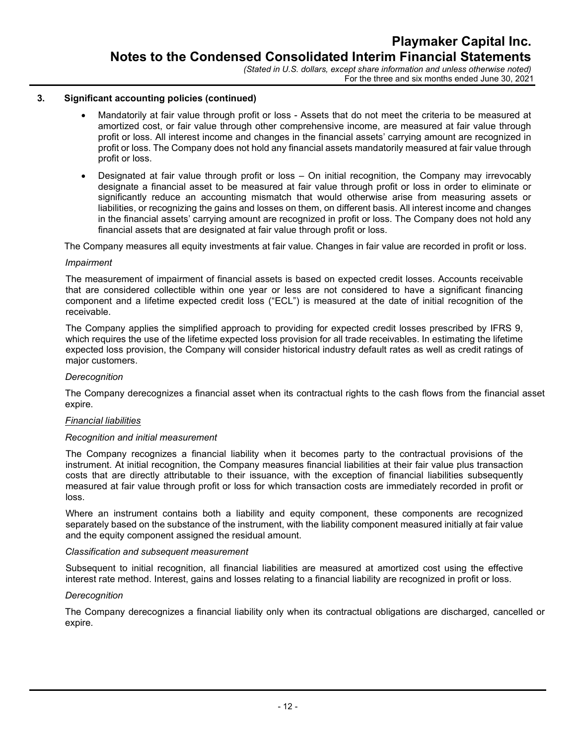## 3. Significant accounting policies (continued)

- Mandatorily at fair value through profit or loss - Assets that do not meet the criteria to be measured at amortized cost, or fair value through other comprehensive income, are measured at fair value through profit or loss. All interest income and changes in the financial assets' carrying amount are recognized in profit or loss. The Company does not hold any financial assets mandatorily measured at fair value through profit or loss.
- Designated at fair value through profit or loss – On initial recognition, the Company may irrevocably designate a financial asset to be measured at fair value through profit or loss in order to eliminate or significantly reduce an accounting mismatch that would otherwise arise from measuring assets or liabilities, or recognizing the gains and losses on them, on different basis. All interest income and changes in the financial assets' carrying amount are recognized in profit or loss. The Company does not hold any financial assets that are designated at fair value through profit or loss.

The Company measures all equity investments at fair value. Changes in fair value are recorded in profit or loss.

*Impairment*

The measurement of impairment of financial assets is based on expected credit losses. Accounts receivable that are considered collectible within one year or less are not considered to have a significant financing component and a lifetime expected credit loss ("ECL") is measured at the date of initial recognition of the receivable.

The Company applies the simplified approach to providing for expected credit losses prescribed by IFRS 9, which requires the use of the lifetime expected loss provision for all trade receivables. In estimating the lifetime expected loss provision, the Company will consider historical industry default rates as well as credit ratings of major customers.

*Derecognition*

The Company derecognizes a financial asset when its contractual rights to the cash flows from the financial asset expire.

*Financial liabilities*

*Recognition and initial measurement*

The Company recognizes a financial liability when it becomes party to the contractual provisions of the instrument. At initial recognition, the Company measures financial liabilities at their fair value plus transaction costs that are directly attributable to their issuance, with the exception of financial liabilities subsequently measured at fair value through profit or loss for which transaction costs are immediately recorded in profit or loss.

Where an instrument contains both a liability and equity component, these components are recognized separately based on the substance of the instrument, with the liability component measured initially at fair value and the equity component assigned the residual amount.

*Classification and subsequent measurement*

Subsequent to initial recognition, all financial liabilities are measured at amortized cost using the effective interest rate method. Interest, gains and losses relating to a financial liability are recognized in profit or loss.

*Derecognition*

The Company derecognizes a financial liability only when its contractual obligations are discharged, cancelled or expire.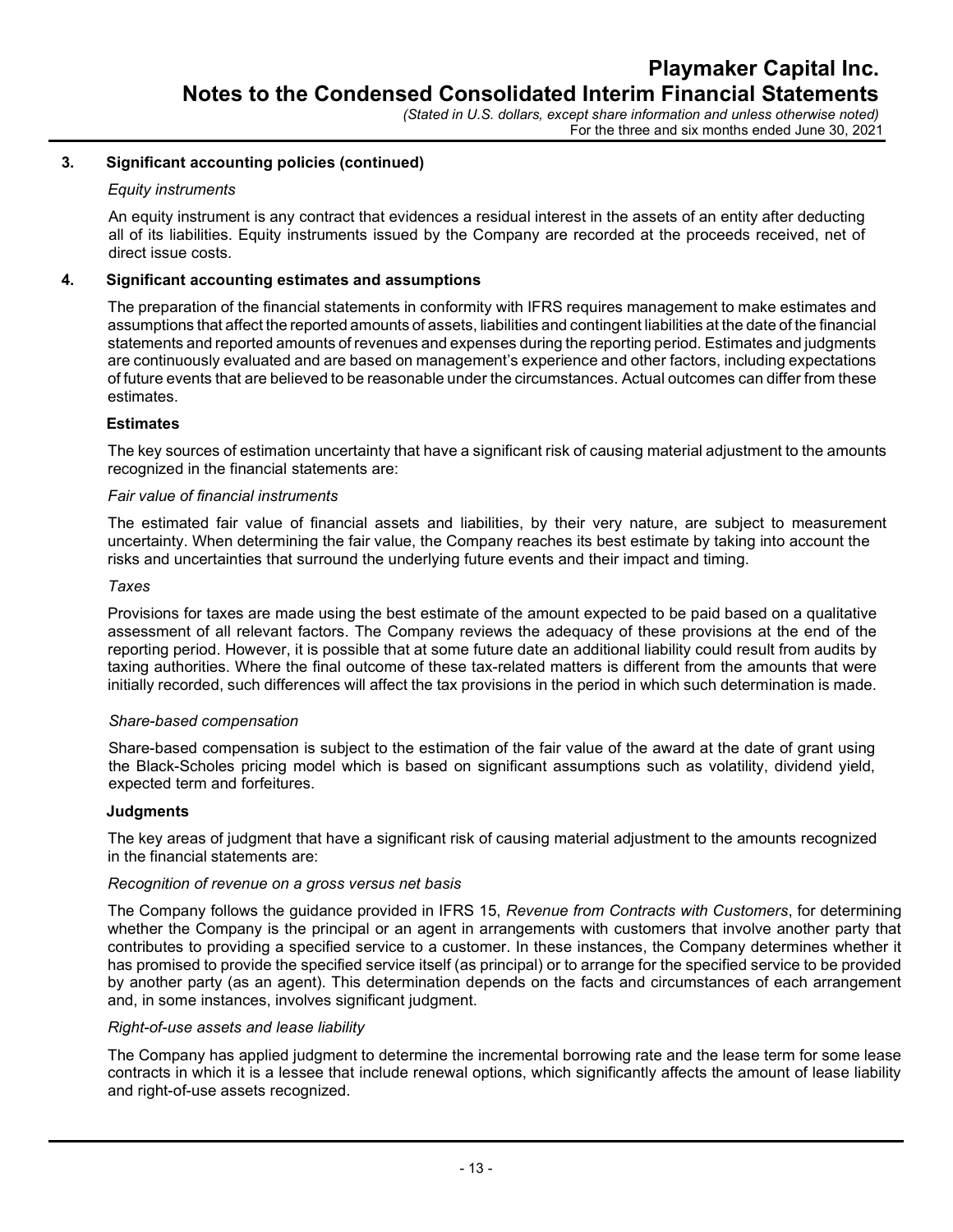## 3. Significant accounting policies (continued)

*Equity instruments*

An equity instrument is any contract that evidences a residual interest in the assets of an entity after deducting all of its liabilities. Equity instruments issued by the Company are recorded at the proceeds received, net of direct issue costs.

## 4. Significant accounting estimates and assumptions

The preparation of the financial statements in conformity with IFRS requires management to make estimates and assumptions that affect the reported amounts of assets, liabilities and contingent liabilities at the date of the financial statements and reported amounts of revenues and expenses during the reporting period. Estimates and judgments are continuously evaluated and are based on management's experience and other factors, including expectations of future events that are believed to be reasonable under the circumstances. Actual outcomes can differ from these estimates.

### Estimates

The key sources of estimation uncertainty that have a significant risk of causing material adjustment to the amounts recognized in the financial statements are:

*Fair value of financial instruments*

The estimated fair value of financial assets and liabilities, by their very nature, are subject to measurement uncertainty. When determining the fair value, the Company reaches its best estimate by taking into account the risks and uncertainties that surround the underlying future events and their impact and timing.

*Taxes*

Provisions for taxes are made using the best estimate of the amount expected to be paid based on a qualitative assessment of all relevant factors. The Company reviews the adequacy of these provisions at the end of the reporting period. However, it is possible that at some future date an additional liability could result from audits by taxing authorities. Where the final outcome of these tax-related matters is different from the amounts that were initially recorded, such differences will affect the tax provisions in the period in which such determination is made.

*Share-based compensation*

Share-based compensation is subject to the estimation of the fair value of the award at the date of grant using the Black-Scholes pricing model which is based on significant assumptions such as volatility, dividend yield, expected term and forfeitures.

### Judgments

The key areas of judgment that have a significant risk of causing material adjustment to the amounts recognized in the financial statements are:

*Recognition of revenue on a gross versus net basis*

The Company follows the guidance provided in IFRS 15, *Revenue from Contracts with Customers*, for determining whether the Company is the principal or an agent in arrangements with customers that involve another party that contributes to providing a specified service to a customer. In these instances, the Company determines whether it has promised to provide the specified service itself (as principal) or to arrange for the specified service to be provided by another party (as an agent). This determination depends on the facts and circumstances of each arrangement and, in some instances, involves significant judgment.

*Right-of-use assets and lease liability*

The Company has applied judgment to determine the incremental borrowing rate and the lease term for some lease contracts in which it is a lessee that include renewal options, which significantly affects the amount of lease liability and right-of-use assets recognized.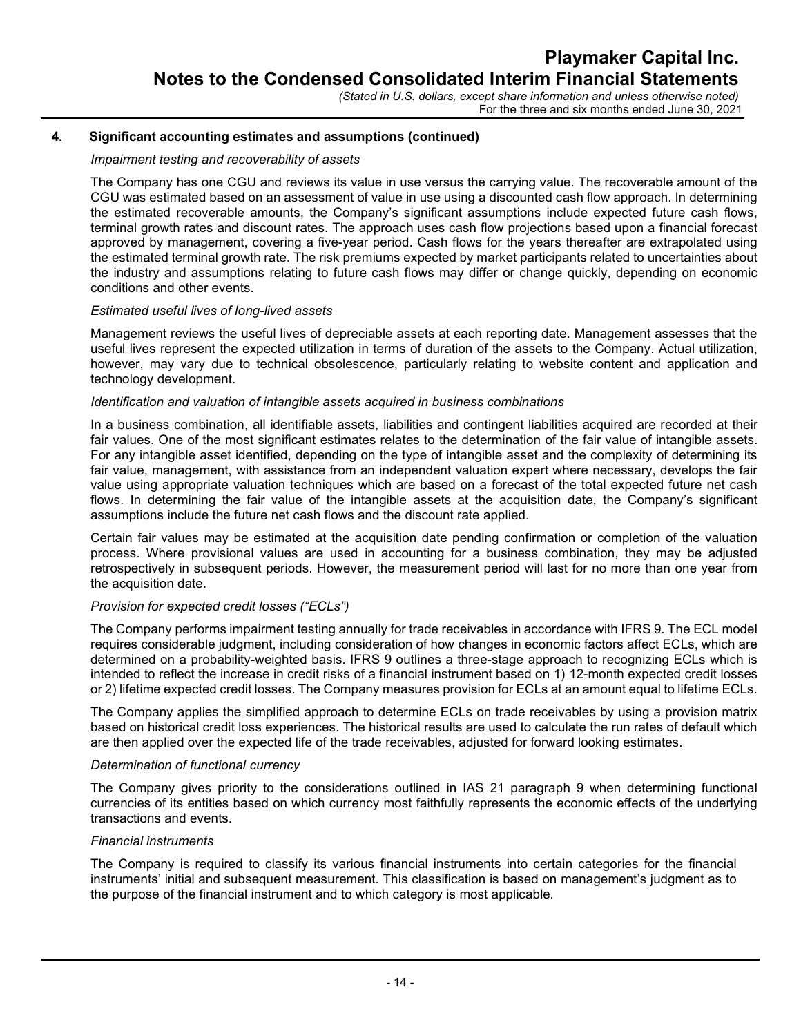## 4. Significant accounting estimates and assumptions (continued)

*Impairment testing and recoverability of assets*

The Company has one CGU and reviews its value in use versus the carrying value. The recoverable amount of the CGU was estimated based on an assessment of value in use using a discounted cash flow approach. In determining the estimated recoverable amounts, the Company's significant assumptions include expected future cash flows, terminal growth rates and discount rates. The approach uses cash flow projections based upon a financial forecast approved by management, covering a five-year period. Cash flows for the years thereafter are extrapolated using the estimated terminal growth rate. The risk premiums expected by market participants related to uncertainties about the industry and assumptions relating to future cash flows may differ or change quickly, depending on economic conditions and other events.

*Estimated useful lives of long-lived assets*

Management reviews the useful lives of depreciable assets at each reporting date. Management assesses that the useful lives represent the expected utilization in terms of duration of the assets to the Company. Actual utilization, however, may vary due to technical obsolescence, particularly relating to website content and application and technology development.

*Identification and valuation of intangible assets acquired in business combinations*

In a business combination, all identifiable assets, liabilities and contingent liabilities acquired are recorded at their fair values. One of the most significant estimates relates to the determination of the fair value of intangible assets. For any intangible asset identified, depending on the type of intangible asset and the complexity of determining its fair value, management, with assistance from an independent valuation expert where necessary, develops the fair value using appropriate valuation techniques which are based on a forecast of the total expected future net cash flows. In determining the fair value of the intangible assets at the acquisition date, the Company's significant assumptions include the future net cash flows and the discount rate applied.

Certain fair values may be estimated at the acquisition date pending confirmation or completion of the valuation process. Where provisional values are used in accounting for a business combination, they may be adjusted retrospectively in subsequent periods. However, the measurement period will last for no more than one year from the acquisition date.

*Provision for expected credit losses ("ECLs")*

The Company performs impairment testing annually for trade receivables in accordance with IFRS 9. The ECL model requires considerable judgment, including consideration of how changes in economic factors affect ECLs, which are determined on a probability-weighted basis. IFRS 9 outlines a three-stage approach to recognizing ECLs which is intended to reflect the increase in credit risks of a financial instrument based on 1) 12-month expected credit losses or 2) lifetime expected credit losses. The Company measures provision for ECLs at an amount equal to lifetime ECLs.

The Company applies the simplified approach to determine ECLs on trade receivables by using a provision matrix based on historical credit loss experiences. The historical results are used to calculate the run rates of default which are then applied over the expected life of the trade receivables, adjusted for forward looking estimates.

*Determination of functional currency*

The Company gives priority to the considerations outlined in IAS 21 paragraph 9 when determining functional currencies of its entities based on which currency most faithfully represents the economic effects of the underlying transactions and events.

*Financial instruments*

The Company is required to classify its various financial instruments into certain categories for the financial instruments' initial and subsequent measurement. This classification is based on management's judgment as to the purpose of the financial instrument and to which category is most applicable.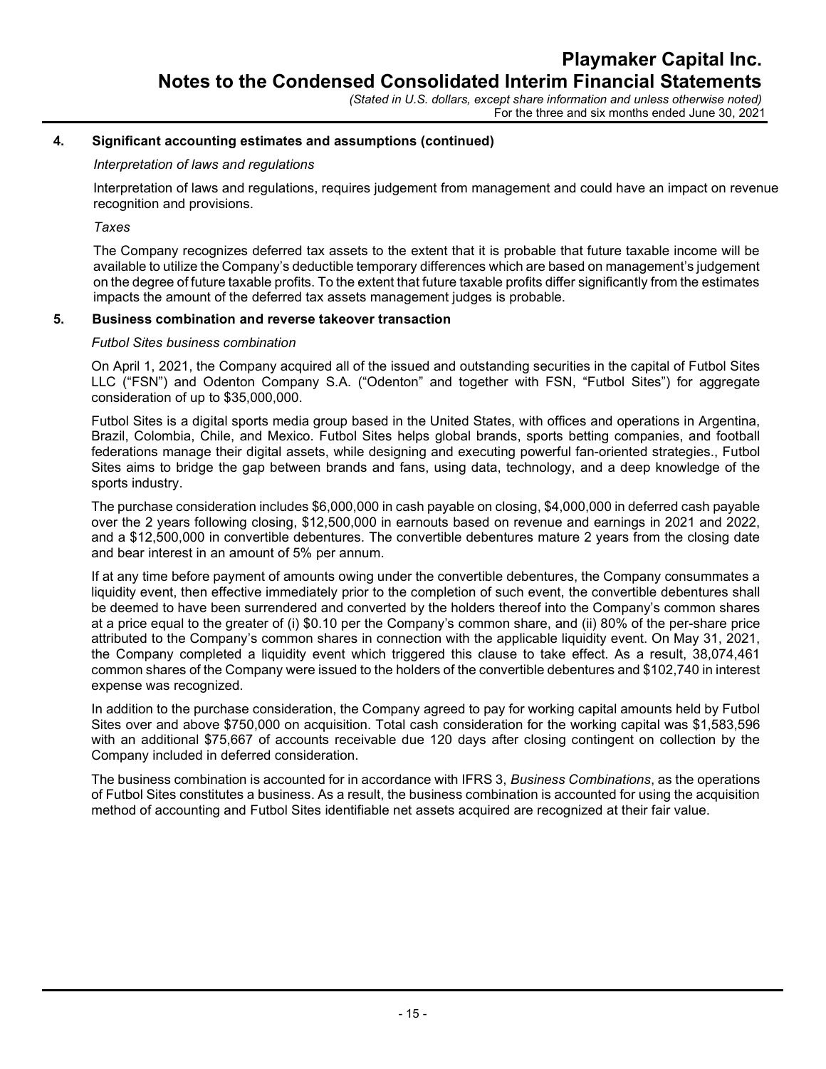## 4. Significant accounting estimates and assumptions (continued)

*Interpretation of laws and regulations*

Interpretation of laws and regulations, requires judgement from management and could have an impact on revenue recognition and provisions.

*Taxes*

The Company recognizes deferred tax assets to the extent that it is probable that future taxable income will be available to utilize the Company's deductible temporary differences which are based on management's judgement on the degree of future taxable profits. To the extent that future taxable profits differ significantly from the estimates impacts the amount of the deferred tax assets management judges is probable.

## 5. Business combination and reverse takeover transaction

*Futbol Sites business combination*

On April 1, 2021, the Company acquired all of the issued and outstanding securities in the capital of Futbol Sites LLC ("FSN") and Odenton Company S.A. ("Odenton" and together with FSN, "Futbol Sites") for aggregate consideration of up to $35,000,000.

Futbol Sites is a digital sports media group based in the United States, with offices and operations in Argentina, Brazil, Colombia, Chile, and Mexico. Futbol Sites helps global brands, sports betting companies, and football federations manage their digital assets, while designing and executing powerful fan-oriented strategies., Futbol Sites aims to bridge the gap between brands and fans, using data, technology, and a deep knowledge of the sports industry.

The purchase consideration includes $6,000,000 in cash payable on closing, $4,000,000 in deferred cash payable over the 2 years following closing, $12,500,000 in earnouts based on revenue and earnings in 2021 and 2022, and a $12,500,000 in convertible debentures. The convertible debentures mature 2 years from the closing date and bear interest in an amount of 5% per annum.

If at any time before payment of amounts owing under the convertible debentures, the Company consummates a liquidity event, then effective immediately prior to the completion of such event, the convertible debentures shall be deemed to have been surrendered and converted by the holders thereof into the Company's common shares at a price equal to the greater of (i) $0.10 per the Company's common share, and (ii) 80% of the per-share price attributed to the Company's common shares in connection with the applicable liquidity event. On May 31, 2021, the Company completed a liquidity event which triggered this clause to take effect. As a result, 38,074,461 common shares of the Company were issued to the holders of the convertible debentures and $102,740 in interest expense was recognized.

In addition to the purchase consideration, the Company agreed to pay for working capital amounts held by Futbol Sites over and above $750,000 on acquisition. Total cash consideration for the working capital was $1,583,596 with an additional $75,667 of accounts receivable due 120 days after closing contingent on collection by the Company included in deferred consideration.

The business combination is accounted for in accordance with IFRS 3, *Business Combinations*, as the operations of Futbol Sites constitutes a business. As a result, the business combination is accounted for using the acquisition method of accounting and Futbol Sites identifiable net assets acquired are recognized at their fair value.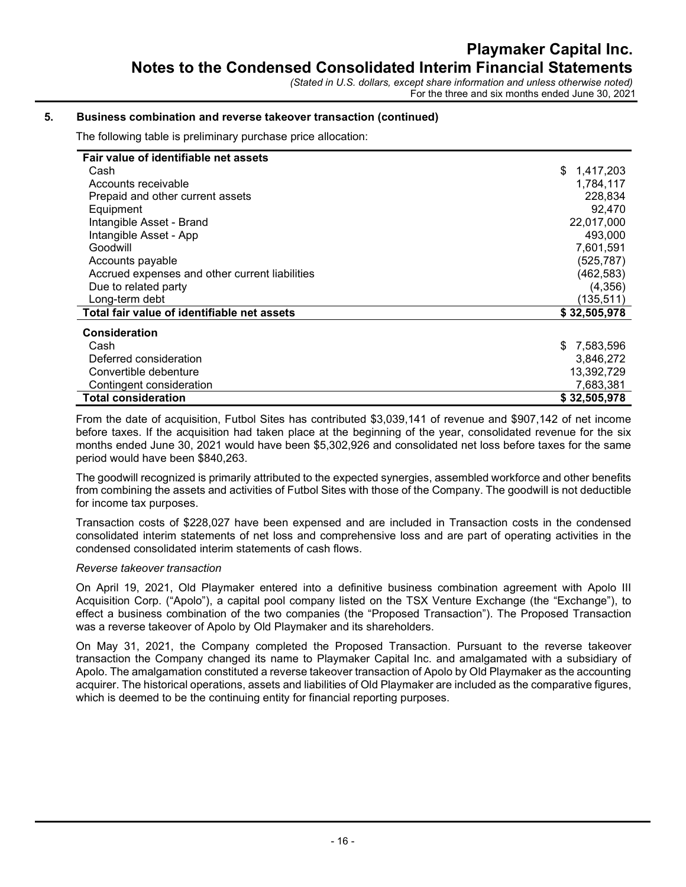## 5. Business combination and reverse takeover transaction (continued)

The following table is preliminary purchase price allocation:

| | |
|---|---|
| **Fair value of identifiable net assets** | |
| Cash | $ 1,417,203 |
| Accounts receivable | 1,784,117 |
| Prepaid and other current assets | 228,834 |
| Equipment | 92,470 |
| Intangible Asset - Brand | 22,017,000 |
| Intangible Asset - App | 493,000 |
| Goodwill | 7,601,591 |
| Accounts payable | (525,787) |
| Accrued expenses and other current liabilities | (462,583) |
| Due to related party | (4,356) |
| Long-term debt | (135,511) |
| **Total fair value of identifiable net assets** | **$ 32,505,978** |
| **Consideration** | |
| Cash | $ 7,583,596 |
| Deferred consideration | 3,846,272 |
| Convertible debenture | 13,392,729 |
| Contingent consideration | 7,683,381 |
| **Total consideration** | **$ 32,505,978** |

From the date of acquisition, Futbol Sites has contributed $3,039,141 of revenue and $907,142 of net income before taxes. If the acquisition had taken place at the beginning of the year, consolidated revenue for the six months ended June 30, 2021 would have been $5,302,926 and consolidated net loss before taxes for the same period would have been $840,263.

The goodwill recognized is primarily attributed to the expected synergies, assembled workforce and other benefits from combining the assets and activities of Futbol Sites with those of the Company. The goodwill is not deductible for income tax purposes.

Transaction costs of $228,027 have been expensed and are included in Transaction costs in the condensed consolidated interim statements of net loss and comprehensive loss and are part of operating activities in the condensed consolidated interim statements of cash flows.

*Reverse takeover transaction*

On April 19, 2021, Old Playmaker entered into a definitive business combination agreement with Apolo III Acquisition Corp. ("Apolo"), a capital pool company listed on the TSX Venture Exchange (the "Exchange"), to effect a business combination of the two companies (the "Proposed Transaction"). The Proposed Transaction was a reverse takeover of Apolo by Old Playmaker and its shareholders.

On May 31, 2021, the Company completed the Proposed Transaction. Pursuant to the reverse takeover transaction the Company changed its name to Playmaker Capital Inc. and amalgamated with a subsidiary of Apolo. The amalgamation constituted a reverse takeover transaction of Apolo by Old Playmaker as the accounting acquirer. The historical operations, assets and liabilities of Old Playmaker are included as the comparative figures, which is deemed to be the continuing entity for financial reporting purposes.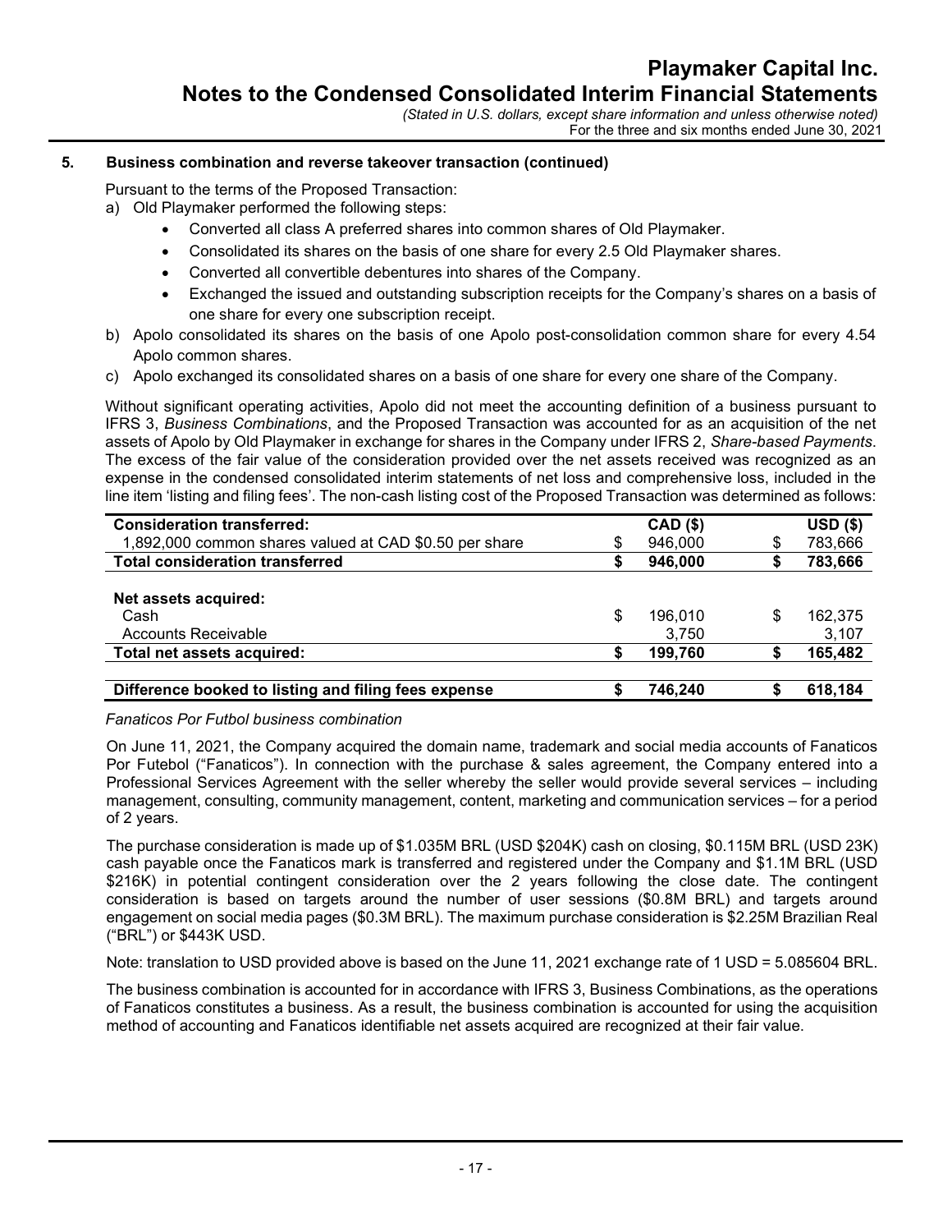### 5. Business combination and reverse takeover transaction (continued)

Pursuant to the terms of the Proposed Transaction:

a) Old Playmaker performed the following steps:
   - Converted all class A preferred shares into common shares of Old Playmaker.
   - Consolidated its shares on the basis of one share for every 2.5 Old Playmaker shares.
   - Converted all convertible debentures into shares of the Company.
   - Exchanged the issued and outstanding subscription receipts for the Company's shares on a basis of one share for every one subscription receipt.

b) Apolo consolidated its shares on the basis of one Apolo post-consolidation common share for every 4.54 Apolo common shares.

c) Apolo exchanged its consolidated shares on a basis of one share for every one share of the Company.

Without significant operating activities, Apolo did not meet the accounting definition of a business pursuant to IFRS 3, *Business Combinations*, and the Proposed Transaction was accounted for as an acquisition of the net assets of Apolo by Old Playmaker in exchange for shares in the Company under IFRS 2, *Share-based Payments*. The excess of the fair value of the consideration provided over the net assets received was recognized as an expense in the condensed consolidated interim statements of net loss and comprehensive loss, included in the line item 'listing and filing fees'. The non-cash listing cost of the Proposed Transaction was determined as follows:

| **Consideration transferred:** | **CAD ($)** | **USD ($)** |
|---|---|---|
| 1,892,000 common shares valued at CAD $0.50 per share | $ 946,000 | $ 783,666 |
| **Total consideration transferred** | **$ 946,000** | **$ 783,666** |
| | | |
| **Net assets acquired:** | | |
| Cash | $ 196,010 | $ 162,375 |
| Accounts Receivable | 3,750 | 3,107 |
| **Total net assets acquired:** | **$ 199,760** | **$ 165,482** |
| | | |
| **Difference booked to listing and filing fees expense** | **$ 746,240** | **$ 618,184** |

*Fanaticos Por Futbol business combination*

On June 11, 2021, the Company acquired the domain name, trademark and social media accounts of Fanaticos Por Futebol ("Fanaticos"). In connection with the purchase & sales agreement, the Company entered into a Professional Services Agreement with the seller whereby the seller would provide several services – including management, consulting, community management, content, marketing and communication services – for a period of 2 years.

The purchase consideration is made up of $1.035M BRL (USD $204K) cash on closing, $0.115M BRL (USD 23K) cash payable once the Fanaticos mark is transferred and registered under the Company and $1.1M BRL (USD $216K) in potential contingent consideration over the 2 years following the close date. The contingent consideration is based on targets around the number of user sessions ($0.8M BRL) and targets around engagement on social media pages ($0.3M BRL). The maximum purchase consideration is $2.25M Brazilian Real ("BRL") or $443K USD.

Note: translation to USD provided above is based on the June 11, 2021 exchange rate of 1 USD = 5.085604 BRL.

The business combination is accounted for in accordance with IFRS 3, Business Combinations, as the operations of Fanaticos constitutes a business. As a result, the business combination is accounted for using the acquisition method of accounting and Fanaticos identifiable net assets acquired are recognized at their fair value.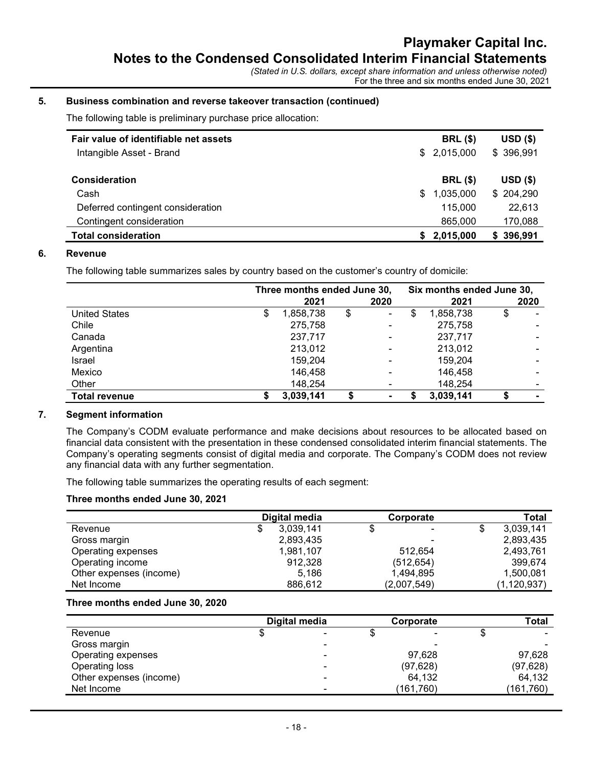## 5. Business combination and reverse takeover transaction (continued)

The following table is preliminary purchase price allocation:

| Fair value of identifiable net assets | BRL ($) | USD ($) |
|---|---|---|
| Intangible Asset - Brand | $ 2,015,000 | $ 396,991 |
| **Consideration** | **BRL ($)** | **USD ($)** |
| Cash | $ 1,035,000 | $ 204,290 |
| Deferred contingent consideration | 115,000 | 22,613 |
| Contingent consideration | 865,000 | 170,088 |
| **Total consideration** | **$ 2,015,000** | **$ 396,991** |

## 6. Revenue

The following table summarizes sales by country based on the customer's country of domicile:

| | Three months ended June 30, | | Six months ended June 30, | |
|---|---|---|---|---|
| | 2021 | 2020 | 2021 | 2020 |
| United States | $ 1,858,738 | $ - | $ 1,858,738 | $ - |
| Chile | 275,758 | - | 275,758 | - |
| Canada | 237,717 | - | 237,717 | - |
| Argentina | 213,012 | - | 213,012 | - |
| Israel | 159,204 | - | 159,204 | - |
| Mexico | 146,458 | - | 146,458 | - |
| Other | 148,254 | - | 148,254 | - |
| **Total revenue** | **$ 3,039,141** | **$ -** | **$ 3,039,141** | **$ -** |

## 7. Segment information

The Company's CODM evaluate performance and make decisions about resources to be allocated based on financial data consistent with the presentation in these condensed consolidated interim financial statements. The Company's operating segments consist of digital media and corporate. The Company's CODM does not review any financial data with any further segmentation.

The following table summarizes the operating results of each segment:

**Three months ended June 30, 2021**

| | Digital media | Corporate | Total |
|---|---|---|---|
| Revenue | $ 3,039,141 | $ - | $ 3,039,141 |
| Gross margin | 2,893,435 | - | 2,893,435 |
| Operating expenses | 1,981,107 | 512,654 | 2,493,761 |
| Operating income | 912,328 | (512,654) | 399,674 |
| Other expenses (income) | 5,186 | 1,494,895 | 1,500,081 |
| Net Income | 886,612 | (2,007,549) | (1,120,937) |

**Three months ended June 30, 2020**

| | Digital media | Corporate | Total |
|---|---|---|---|
| Revenue | $ - | $ - | $ - |
| Gross margin | - | - | - |
| Operating expenses | - | 97,628 | 97,628 |
| Operating loss | - | (97,628) | (97,628) |
| Other expenses (income) | - | 64,132 | 64,132 |
| Net Income | - | (161,760) | (161,760) |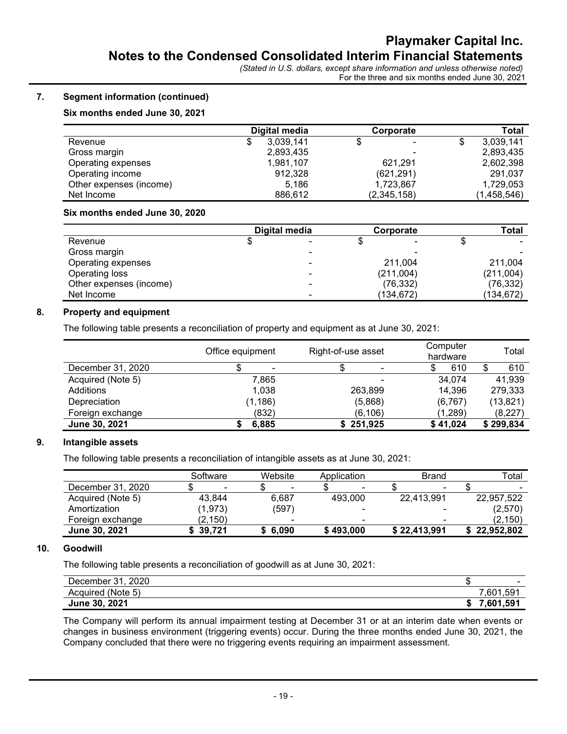## 7. Segment information (continued)

### Six months ended June 30, 2021

| | Digital media | Corporate | Total |
|---|---|---|---|
| Revenue | $ 3,039,141 | $ - | $ 3,039,141 |
| Gross margin | 2,893,435 | - | 2,893,435 |
| Operating expenses | 1,981,107 | 621,291 | 2,602,398 |
| Operating income | 912,328 | (621,291) | 291,037 |
| Other expenses (income) | 5,186 | 1,723,867 | 1,729,053 |
| Net Income | 886,612 | (2,345,158) | (1,458,546) |

### Six months ended June 30, 2020

| | Digital media | Corporate | Total |
|---|---|---|---|
| Revenue | $ - | $ - | $ - |
| Gross margin | - | - | - |
| Operating expenses | - | 211,004 | 211,004 |
| Operating loss | - | (211,004) | (211,004) |
| Other expenses (income) | - | (76,332) | (76,332) |
| Net Income | - | (134,672) | (134,672) |

## 8. Property and equipment

The following table presents a reconciliation of property and equipment as at June 30, 2021:

| | Office equipment | Right-of-use asset | Computer hardware | Total |
|---|---|---|---|---|
| December 31, 2020 | $ - | $ - | $ 610 | $ 610 |
| Acquired (Note 5) | 7,865 | - | 34,074 | 41,939 |
| Additions | 1,038 | 263,899 | 14,396 | 279,333 |
| Depreciation | (1,186) | (5,868) | (6,767) | (13,821) |
| Foreign exchange | (832) | (6,106) | (1,289) | (8,227) |
| **June 30, 2021** | **$ 6,885** | **$ 251,925** | **$ 41,024** | **$ 299,834** |

## 9. Intangible assets

The following table presents a reconciliation of intangible assets as at June 30, 2021:

| | Software | Website | Application | Brand | Total |
|---|---|---|---|---|---|
| December 31, 2020 | $ - | $ - | $ - | $ - | $ - |
| Acquired (Note 5) | 43,844 | 6,687 | 493,000 | 22,413,991 | 22,957,522 |
| Amortization | (1,973) | (597) | - | - | (2,570) |
| Foreign exchange | (2,150) | - | - | - | (2,150) |
| **June 30, 2021** | **$ 39,721** | **$ 6,090** | **$ 493,000** | **$ 22,413,991** | **$ 22,952,802** |

## 10. Goodwill

The following table presents a reconciliation of goodwill as at June 30, 2021:

| | |
|---|---|
| December 31, 2020 | $ - |
| Acquired (Note 5) | 7,601,591 |
| **June 30, 2021** | **$ 7,601,591** |

The Company will perform its annual impairment testing at December 31 or at an interim date when events or changes in business environment (triggering events) occur. During the three months ended June 30, 2021, the Company concluded that there were no triggering events requiring an impairment assessment.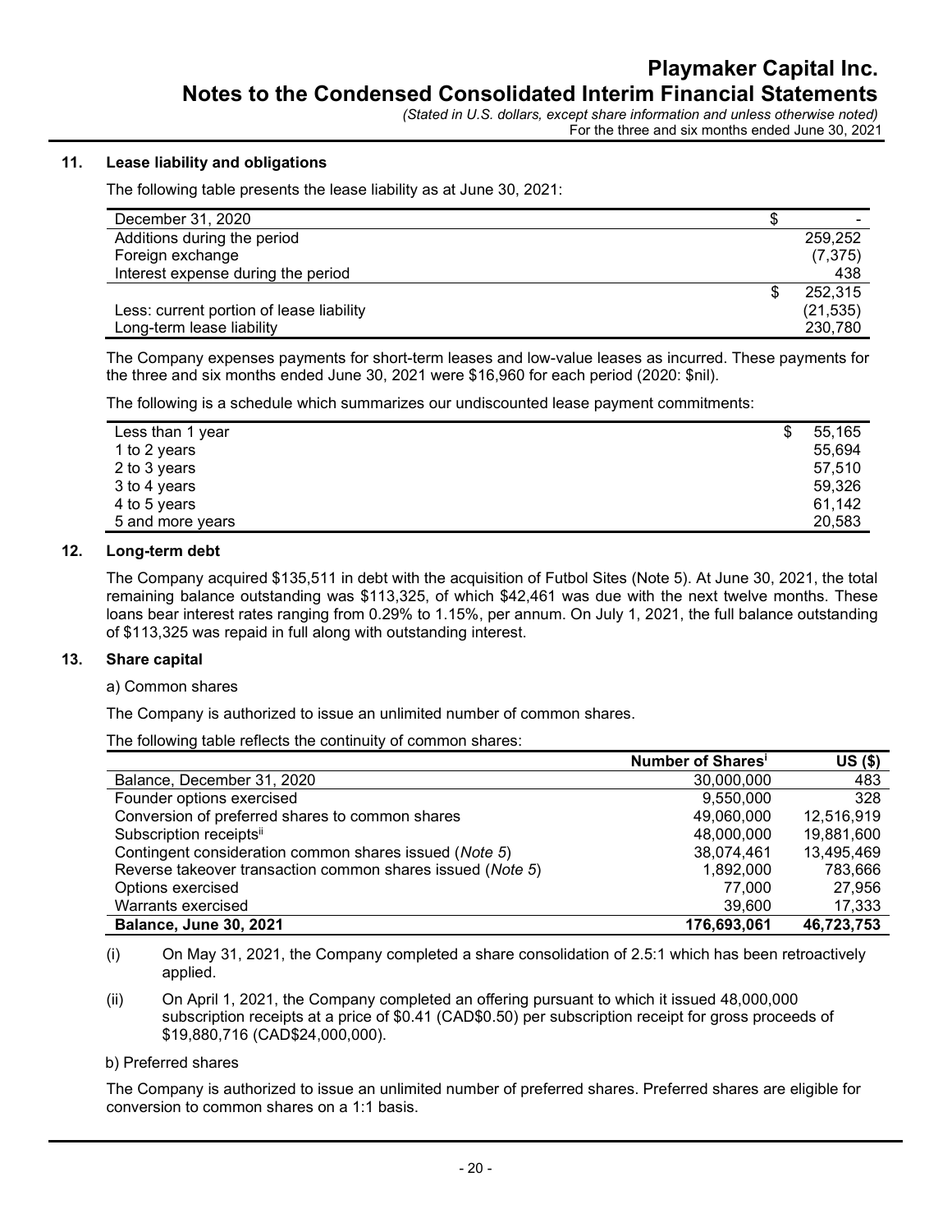## 11. Lease liability and obligations

The following table presents the lease liability as at June 30, 2021:

| | |
|---|---|
| December 31, 2020 | $ - |
| Additions during the period | 259,252 |
| Foreign exchange | (7,375) |
| Interest expense during the period | 438 |
| | $ 252,315 |
| Less: current portion of lease liability | (21,535) |
| Long-term lease liability | 230,780 |

The Company expenses payments for short-term leases and low-value leases as incurred. These payments for the three and six months ended June 30, 2021 were $16,960 for each period (2020: $nil).

The following is a schedule which summarizes our undiscounted lease payment commitments:

| | |
|---|---|
| Less than 1 year | $ 55,165 |
| 1 to 2 years | 55,694 |
| 2 to 3 years | 57,510 |
| 3 to 4 years | 59,326 |
| 4 to 5 years | 61,142 |
| 5 and more years | 20,583 |

## 12. Long-term debt

The Company acquired $135,511 in debt with the acquisition of Futbol Sites (Note 5). At June 30, 2021, the total remaining balance outstanding was $113,325, of which $42,461 was due with the next twelve months. These loans bear interest rates ranging from 0.29% to 1.15%, per annum. On July 1, 2021, the full balance outstanding of $113,325 was repaid in full along with outstanding interest.

## 13. Share capital

a) Common shares

The Company is authorized to issue an unlimited number of common shares.

The following table reflects the continuity of common shares:

| | Number of Shares[i] | US ($) |
|---|---|---|
| Balance, December 31, 2020 | 30,000,000 | 483 |
| Founder options exercised | 9,550,000 | 328 |
| Conversion of preferred shares to common shares | 49,060,000 | 12,516,919 |
| Subscription receipts[ii] | 48,000,000 | 19,881,600 |
| Contingent consideration common shares issued (*Note 5*) | 38,074,461 | 13,495,469 |
| Reverse takeover transaction common shares issued (*Note 5*) | 1,892,000 | 783,666 |
| Options exercised | 77,000 | 27,956 |
| Warrants exercised | 39,600 | 17,333 |
| **Balance, June 30, 2021** | **176,693,061** | **46,723,753** |

(i) On May 31, 2021, the Company completed a share consolidation of 2.5:1 which has been retroactively applied.

(ii) On April 1, 2021, the Company completed an offering pursuant to which it issued 48,000,000 subscription receipts at a price of $0.41 (CAD$0.50) per subscription receipt for gross proceeds of $19,880,716 (CAD$24,000,000).

b) Preferred shares

The Company is authorized to issue an unlimited number of preferred shares. Preferred shares are eligible for conversion to common shares on a 1:1 basis.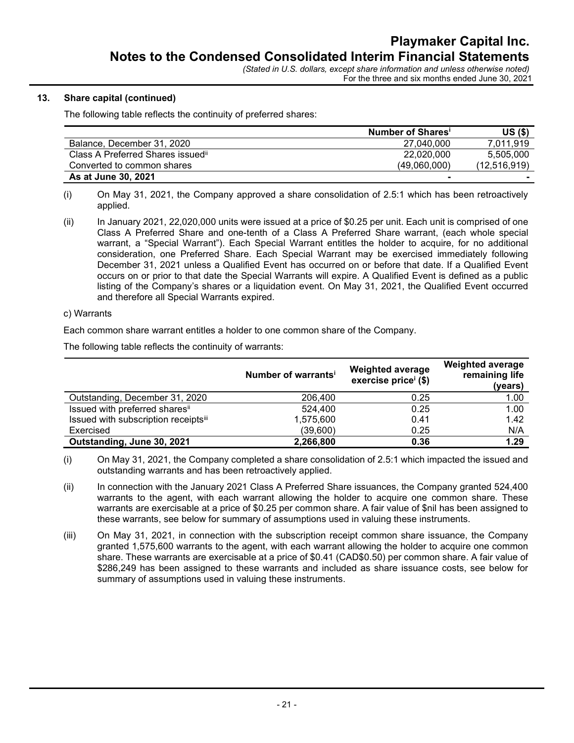## 13. Share capital (continued)

The following table reflects the continuity of preferred shares:

| | Number of Shares[i] | US ($) |
|---|---|---|
| Balance, December 31, 2020 | 27,040,000 | 7,011,919 |
| Class A Preferred Shares issued[ii] | 22,020,000 | 5,505,000 |
| Converted to common shares | (49,060,000) | (12,516,919) |
| **As at June 30, 2021** | **-** | **-** |

(i) On May 31, 2021, the Company approved a share consolidation of 2.5:1 which has been retroactively applied.

(ii) In January 2021, 22,020,000 units were issued at a price of $0.25 per unit. Each unit is comprised of one Class A Preferred Share and one-tenth of a Class A Preferred Share warrant, (each whole special warrant, a "Special Warrant"). Each Special Warrant entitles the holder to acquire, for no additional consideration, one Preferred Share. Each Special Warrant may be exercised immediately following December 31, 2021 unless a Qualified Event has occurred on or before that date. If a Qualified Event occurs on or prior to that date the Special Warrants will expire. A Qualified Event is defined as a public listing of the Company's shares or a liquidation event. On May 31, 2021, the Qualified Event occurred and therefore all Special Warrants expired.

c) Warrants

Each common share warrant entitles a holder to one common share of the Company.

The following table reflects the continuity of warrants:

| | Number of warrants[i] | Weighted average exercise price[i] ($) | Weighted average remaining life (years) |
|---|---|---|---|
| Outstanding, December 31, 2020 | 206,400 | 0.25 | 1.00 |
| Issued with preferred shares[ii] | 524,400 | 0.25 | 1.00 |
| Issued with subscription receipts[iii] | 1,575,600 | 0.41 | 1.42 |
| Exercised | (39,600) | 0.25 | N/A |
| **Outstanding, June 30, 2021** | **2,266,800** | **0.36** | **1.29** |

(i) On May 31, 2021, the Company completed a share consolidation of 2.5:1 which impacted the issued and outstanding warrants and has been retroactively applied.

(ii) In connection with the January 2021 Class A Preferred Share issuances, the Company granted 524,400 warrants to the agent, with each warrant allowing the holder to acquire one common share. These warrants are exercisable at a price of $0.25 per common share. A fair value of $nil has been assigned to these warrants, see below for summary of assumptions used in valuing these instruments.

(iii) On May 31, 2021, in connection with the subscription receipt common share issuance, the Company granted 1,575,600 warrants to the agent, with each warrant allowing the holder to acquire one common share. These warrants are exercisable at a price of $0.41 (CAD$0.50) per common share. A fair value of $286,249 has been assigned to these warrants and included as share issuance costs, see below for summary of assumptions used in valuing these instruments.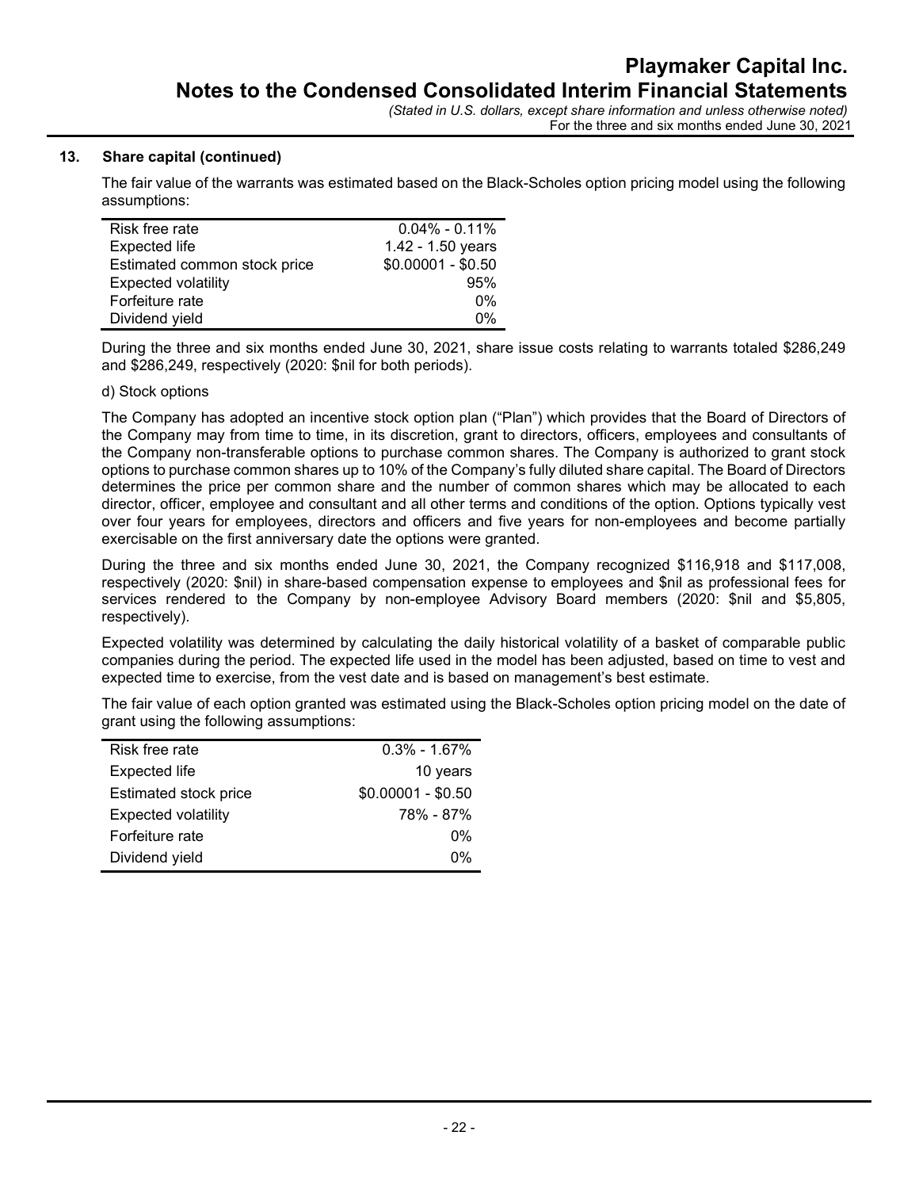## 13. Share capital (continued)

The fair value of the warrants was estimated based on the Black-Scholes option pricing model using the following assumptions:

| | |
|---|---|
| Risk free rate | 0.04% - 0.11% |
| Expected life | 1.42 - 1.50 years |
| Estimated common stock price | $0.00001 - $0.50 |
| Expected volatility | 95% |
| Forfeiture rate | 0% |
| Dividend yield | 0% |

During the three and six months ended June 30, 2021, share issue costs relating to warrants totaled $286,249 and $286,249, respectively (2020: $nil for both periods).

d) Stock options

The Company has adopted an incentive stock option plan ("Plan") which provides that the Board of Directors of the Company may from time to time, in its discretion, grant to directors, officers, employees and consultants of the Company non-transferable options to purchase common shares. The Company is authorized to grant stock options to purchase common shares up to 10% of the Company's fully diluted share capital. The Board of Directors determines the price per common share and the number of common shares which may be allocated to each director, officer, employee and consultant and all other terms and conditions of the option. Options typically vest over four years for employees, directors and officers and five years for non-employees and become partially exercisable on the first anniversary date the options were granted.

During the three and six months ended June 30, 2021, the Company recognized $116,918 and $117,008, respectively (2020: $nil) in share-based compensation expense to employees and $nil as professional fees for services rendered to the Company by non-employee Advisory Board members (2020: $nil and $5,805, respectively).

Expected volatility was determined by calculating the daily historical volatility of a basket of comparable public companies during the period. The expected life used in the model has been adjusted, based on time to vest and expected time to exercise, from the vest date and is based on management's best estimate.

The fair value of each option granted was estimated using the Black-Scholes option pricing model on the date of grant using the following assumptions:

| | |
|---|---|
| Risk free rate | 0.3% - 1.67% |
| Expected life | 10 years |
| Estimated stock price | $0.00001 - $0.50 |
| Expected volatility | 78% - 87% |
| Forfeiture rate | 0% |
| Dividend yield | 0% |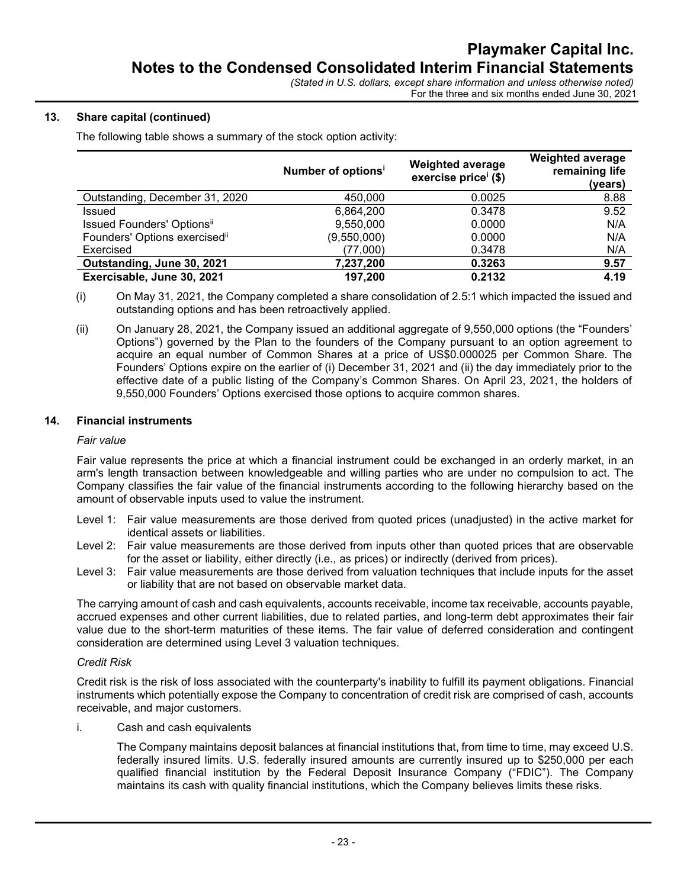## 13. Share capital (continued)

The following table shows a summary of the stock option activity:

| | Number of options[i] | Weighted average exercise price[i] ($) | Weighted average remaining life (years) |
|---|---|---|---|
| Outstanding, December 31, 2020 | 450,000 | 0.0025 | 8.88 |
| Issued | 6,864,200 | 0.3478 | 9.52 |
| Issued Founders' Options[ii] | 9,550,000 | 0.0000 | N/A |
| Founders' Options exercised[ii] | (9,550,000) | 0.0000 | N/A |
| Exercised | (77,000) | 0.3478 | N/A |
| **Outstanding, June 30, 2021** | **7,237,200** | **0.3263** | **9.57** |
| **Exercisable, June 30, 2021** | **197,200** | **0.2132** | **4.19** |

(i) On May 31, 2021, the Company completed a share consolidation of 2.5:1 which impacted the issued and outstanding options and has been retroactively applied.

(ii) On January 28, 2021, the Company issued an additional aggregate of 9,550,000 options (the "Founders' Options") governed by the Plan to the founders of the Company pursuant to an option agreement to acquire an equal number of Common Shares at a price of US$0.000025 per Common Share. The Founders' Options expire on the earlier of (i) December 31, 2021 and (ii) the day immediately prior to the effective date of a public listing of the Company's Common Shares. On April 23, 2021, the holders of 9,550,000 Founders' Options exercised those options to acquire common shares.

## 14. Financial instruments

*Fair value*

Fair value represents the price at which a financial instrument could be exchanged in an orderly market, in an arm's length transaction between knowledgeable and willing parties who are under no compulsion to act. The Company classifies the fair value of the financial instruments according to the following hierarchy based on the amount of observable inputs used to value the instrument.

Level 1: Fair value measurements are those derived from quoted prices (unadjusted) in the active market for identical assets or liabilities.

Level 2: Fair value measurements are those derived from inputs other than quoted prices that are observable for the asset or liability, either directly (i.e., as prices) or indirectly (derived from prices).

Level 3: Fair value measurements are those derived from valuation techniques that include inputs for the asset or liability that are not based on observable market data.

The carrying amount of cash and cash equivalents, accounts receivable, income tax receivable, accounts payable, accrued expenses and other current liabilities, due to related parties, and long-term debt approximates their fair value due to the short-term maturities of these items. The fair value of deferred consideration and contingent consideration are determined using Level 3 valuation techniques.

*Credit Risk*

Credit risk is the risk of loss associated with the counterparty's inability to fulfill its payment obligations. Financial instruments which potentially expose the Company to concentration of credit risk are comprised of cash, accounts receivable, and major customers.

i. Cash and cash equivalents

The Company maintains deposit balances at financial institutions that, from time to time, may exceed U.S. federally insured limits. U.S. federally insured amounts are currently insured up to $250,000 per each qualified financial institution by the Federal Deposit Insurance Company ("FDIC"). The Company maintains its cash with quality financial institutions, which the Company believes limits these risks.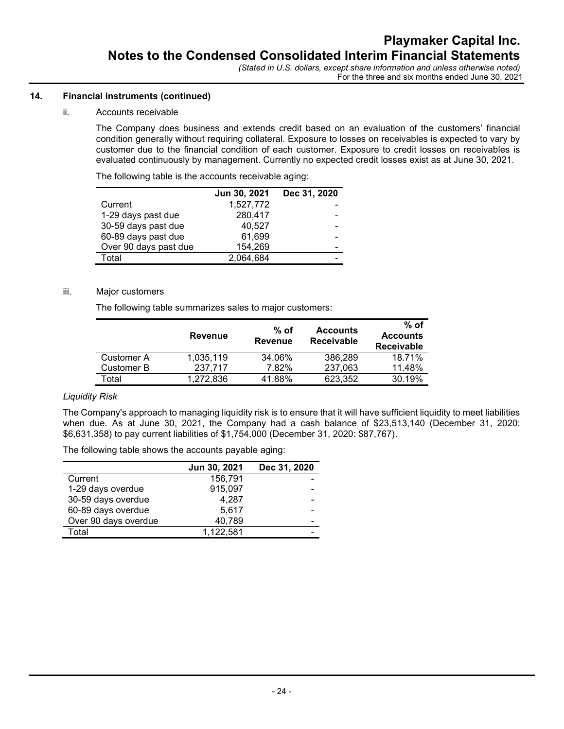## 14. Financial instruments (continued)

ii. Accounts receivable

The Company does business and extends credit based on an evaluation of the customers' financial condition generally without requiring collateral. Exposure to losses on receivables is expected to vary by customer due to the financial condition of each customer. Exposure to credit losses on receivables is evaluated continuously by management. Currently no expected credit losses exist as at June 30, 2021.

The following table is the accounts receivable aging:

| | Jun 30, 2021 | Dec 31, 2020 |
|---|---|---|
| Current | 1,527,772 | - |
| 1-29 days past due | 280,417 | - |
| 30-59 days past due | 40,527 | - |
| 60-89 days past due | 61,699 | - |
| Over 90 days past due | 154,269 | - |
| Total | 2,064,684 | - |

iii. Major customers

The following table summarizes sales to major customers:

| | Revenue | % of Revenue | Accounts Receivable | % of Accounts Receivable |
|---|---|---|---|---|
| Customer A | 1,035,119 | 34.06% | 386,289 | 18.71% |
| Customer B | 237,717 | 7.82% | 237,063 | 11.48% |
| Total | 1,272,836 | 41.88% | 623,352 | 30.19% |

*Liquidity Risk*

The Company's approach to managing liquidity risk is to ensure that it will have sufficient liquidity to meet liabilities when due. As at June 30, 2021, the Company had a cash balance of $23,513,140 (December 31, 2020: $6,631,358) to pay current liabilities of $1,754,000 (December 31, 2020: $87,767).

The following table shows the accounts payable aging:

| | Jun 30, 2021 | Dec 31, 2020 |
|---|---|---|
| Current | 156,791 | - |
| 1-29 days overdue | 915,097 | - |
| 30-59 days overdue | 4,287 | - |
| 60-89 days overdue | 5,617 | - |
| Over 90 days overdue | 40,789 | - |
| Total | 1,122,581 | - |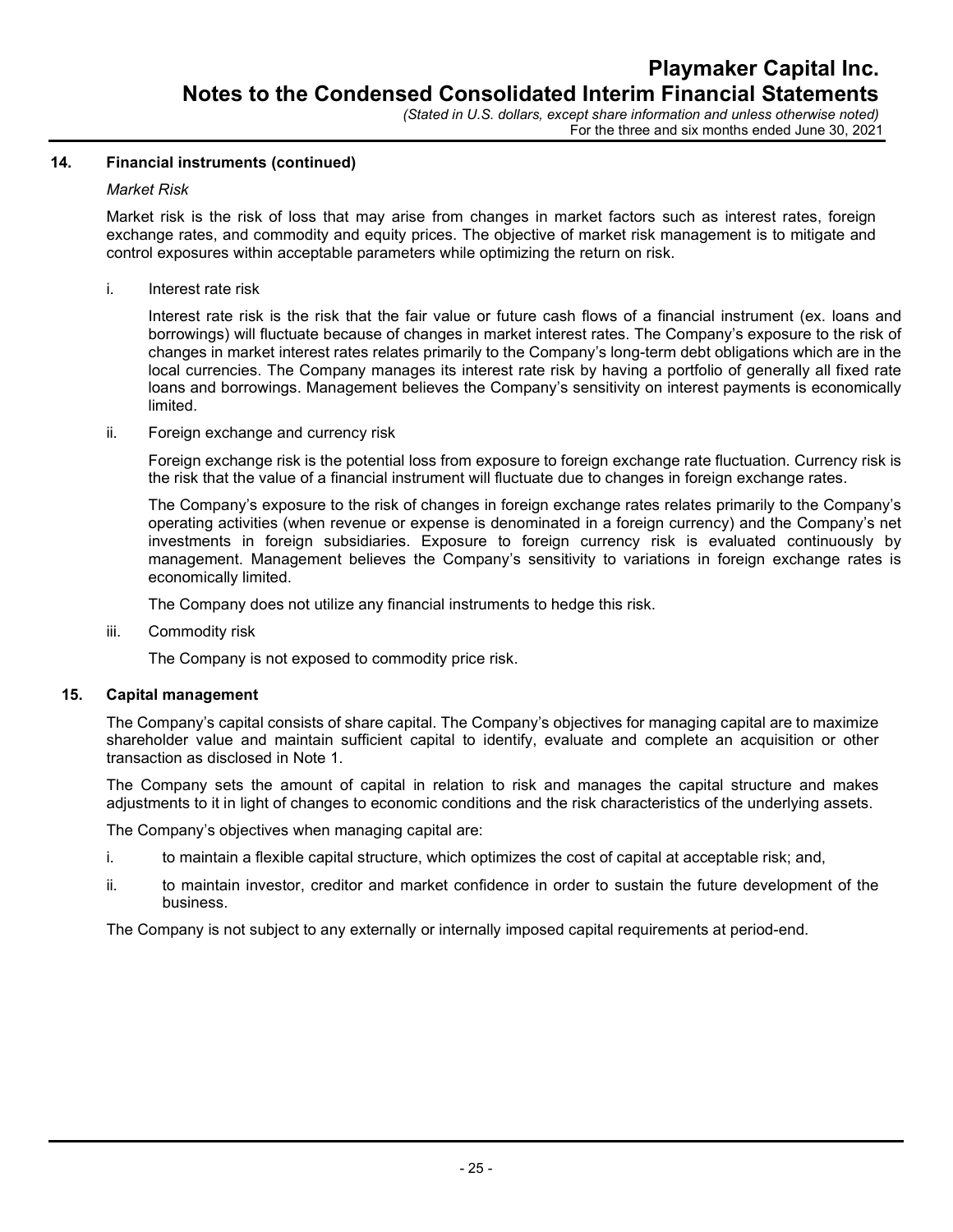## 14. Financial instruments (continued)

*Market Risk*

Market risk is the risk of loss that may arise from changes in market factors such as interest rates, foreign exchange rates, and commodity and equity prices. The objective of market risk management is to mitigate and control exposures within acceptable parameters while optimizing the return on risk.

i. Interest rate risk

Interest rate risk is the risk that the fair value or future cash flows of a financial instrument (ex. loans and borrowings) will fluctuate because of changes in market interest rates. The Company's exposure to the risk of changes in market interest rates relates primarily to the Company's long-term debt obligations which are in the local currencies. The Company manages its interest rate risk by having a portfolio of generally all fixed rate loans and borrowings. Management believes the Company's sensitivity on interest payments is economically limited.

ii. Foreign exchange and currency risk

Foreign exchange risk is the potential loss from exposure to foreign exchange rate fluctuation. Currency risk is the risk that the value of a financial instrument will fluctuate due to changes in foreign exchange rates.

The Company's exposure to the risk of changes in foreign exchange rates relates primarily to the Company's operating activities (when revenue or expense is denominated in a foreign currency) and the Company's net investments in foreign subsidiaries. Exposure to foreign currency risk is evaluated continuously by management. Management believes the Company's sensitivity to variations in foreign exchange rates is economically limited.

The Company does not utilize any financial instruments to hedge this risk.

iii. Commodity risk

The Company is not exposed to commodity price risk.

## 15. Capital management

The Company's capital consists of share capital. The Company's objectives for managing capital are to maximize shareholder value and maintain sufficient capital to identify, evaluate and complete an acquisition or other transaction as disclosed in Note 1.

The Company sets the amount of capital in relation to risk and manages the capital structure and makes adjustments to it in light of changes to economic conditions and the risk characteristics of the underlying assets.

The Company's objectives when managing capital are:

i. to maintain a flexible capital structure, which optimizes the cost of capital at acceptable risk; and,

ii. to maintain investor, creditor and market confidence in order to sustain the future development of the business.

The Company is not subject to any externally or internally imposed capital requirements at period-end.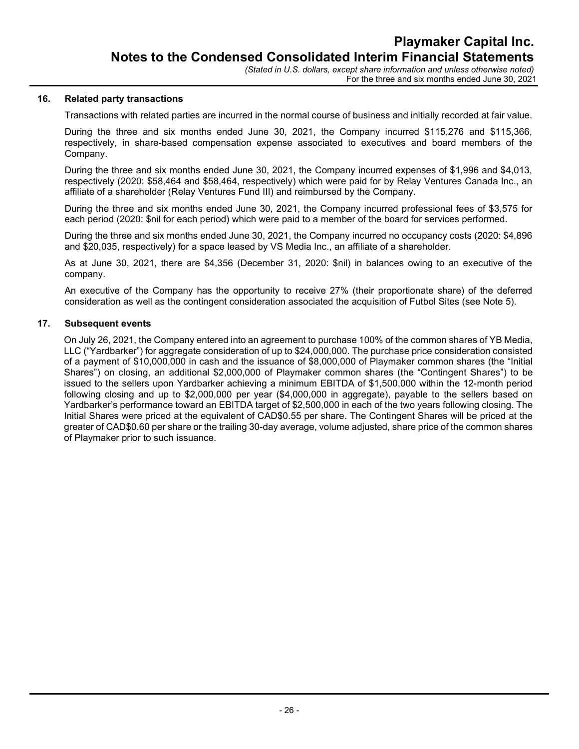## 16. Related party transactions

Transactions with related parties are incurred in the normal course of business and initially recorded at fair value.

During the three and six months ended June 30, 2021, the Company incurred $115,276 and $115,366, respectively, in share-based compensation expense associated to executives and board members of the Company.

During the three and six months ended June 30, 2021, the Company incurred expenses of $1,996 and $4,013, respectively (2020: $58,464 and $58,464, respectively) which were paid for by Relay Ventures Canada Inc., an affiliate of a shareholder (Relay Ventures Fund III) and reimbursed by the Company.

During the three and six months ended June 30, 2021, the Company incurred professional fees of $3,575 for each period (2020: $nil for each period) which were paid to a member of the board for services performed.

During the three and six months ended June 30, 2021, the Company incurred no occupancy costs (2020: $4,896 and $20,035, respectively) for a space leased by VS Media Inc., an affiliate of a shareholder.

As at June 30, 2021, there are $4,356 (December 31, 2020: $nil) in balances owing to an executive of the company.

An executive of the Company has the opportunity to receive 27% (their proportionate share) of the deferred consideration as well as the contingent consideration associated the acquisition of Futbol Sites (see Note 5).

## 17. Subsequent events

On July 26, 2021, the Company entered into an agreement to purchase 100% of the common shares of YB Media, LLC ("Yardbarker") for aggregate consideration of up to $24,000,000. The purchase price consideration consisted of a payment of $10,000,000 in cash and the issuance of $8,000,000 of Playmaker common shares (the "Initial Shares") on closing, an additional $2,000,000 of Playmaker common shares (the "Contingent Shares") to be issued to the sellers upon Yardbarker achieving a minimum EBITDA of $1,500,000 within the 12-month period following closing and up to $2,000,000 per year ($4,000,000 in aggregate), payable to the sellers based on Yardbarker's performance toward an EBITDA target of $2,500,000 in each of the two years following closing. The Initial Shares were priced at the equivalent of CAD$0.55 per share. The Contingent Shares will be priced at the greater of CAD$0.60 per share or the trailing 30-day average, volume adjusted, share price of the common shares of Playmaker prior to such issuance.